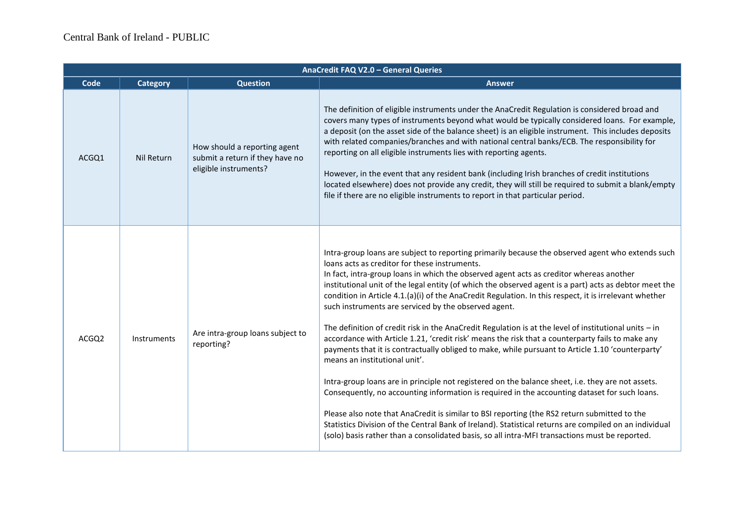| AnaCredit FAQ V2.0 – General Queries | | | |
|---|---|---|---|
| **Code** | **Category** | **Question** | **Answer** |
| ACGQ1 | Nil Return | How should a reporting agent submit a return if they have no eligible instruments? | The definition of eligible instruments under the AnaCredit Regulation is considered broad and covers many types of instruments beyond what would be typically considered loans. For example, a deposit (on the asset side of the balance sheet) is an eligible instrument. This includes deposits with related companies/branches and with national central banks/ECB. The responsibility for reporting on all eligible instruments lies with reporting agents.<br><br>However, in the event that any resident bank (including Irish branches of credit institutions located elsewhere) does not provide any credit, they will still be required to submit a blank/empty file if there are no eligible instruments to report in that particular period. |
| ACGQ2 | Instruments | Are intra-group loans subject to reporting? | Intra-group loans are subject to reporting primarily because the observed agent who extends such loans acts as creditor for these instruments.<br>In fact, intra-group loans in which the observed agent acts as creditor whereas another institutional unit of the legal entity (of which the observed agent is a part) acts as debtor meet the condition in Article 4.1.(a)(i) of the AnaCredit Regulation. In this respect, it is irrelevant whether such instruments are serviced by the observed agent.<br><br>The definition of credit risk in the AnaCredit Regulation is at the level of institutional units – in accordance with Article 1.21, 'credit risk' means the risk that a counterparty fails to make any payments that it is contractually obliged to make, while pursuant to Article 1.10 'counterparty' means an institutional unit'.<br><br>Intra-group loans are in principle not registered on the balance sheet, i.e. they are not assets. Consequently, no accounting information is required in the accounting dataset for such loans.<br><br>Please also note that AnaCredit is similar to BSI reporting (the RS2 return submitted to the Statistics Division of the Central Bank of Ireland). Statistical returns are compiled on an individual (solo) basis rather than a consolidated basis, so all intra-MFI transactions must be reported. |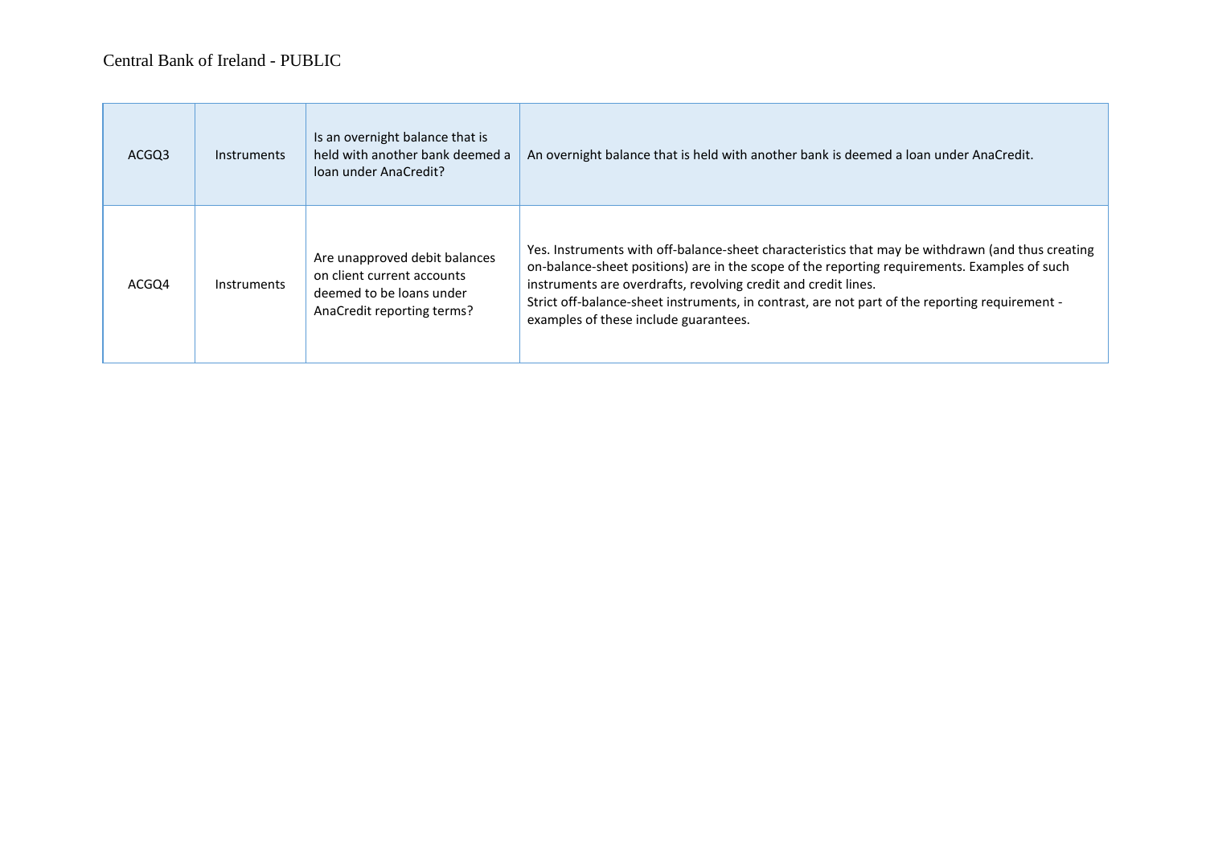| ACGQ3 | Instruments | Is an overnight balance that is held with another bank deemed a loan under AnaCredit? | An overnight balance that is held with another bank is deemed a loan under AnaCredit. |
|---|---|---|---|
| ACGQ4 | Instruments | Are unapproved debit balances on client current accounts deemed to be loans under AnaCredit reporting terms? | Yes. Instruments with off-balance-sheet characteristics that may be withdrawn (and thus creating on-balance-sheet positions) are in the scope of the reporting requirements. Examples of such instruments are overdrafts, revolving credit and credit lines.<br>Strict off-balance-sheet instruments, in contrast, are not part of the reporting requirement - examples of these include guarantees. |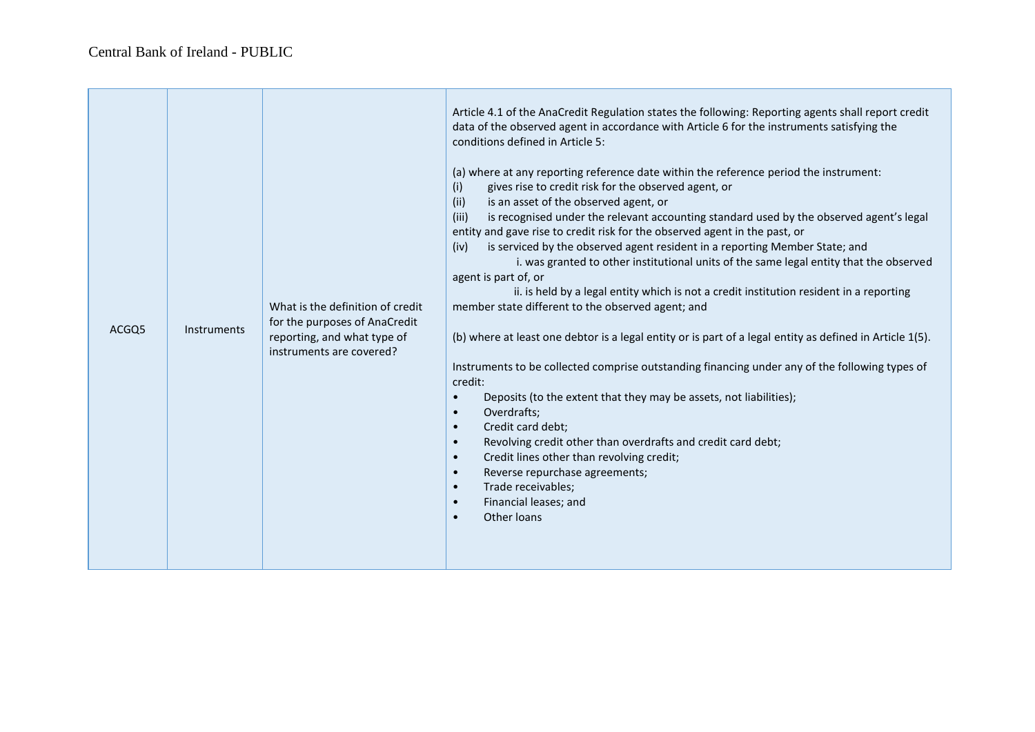| ACGQ5 | Instruments | What is the definition of credit for the purposes of AnaCredit reporting, and what type of instruments are covered? | Article 4.1 of the AnaCredit Regulation states the following: Reporting agents shall report credit data of the observed agent in accordance with Article 6 for the instruments satisfying the conditions defined in Article 5:<br><br>(a) where at any reporting reference date within the reference period the instrument:<br>(i) gives rise to credit risk for the observed agent, or<br>(ii) is an asset of the observed agent, or<br>(iii) is recognised under the relevant accounting standard used by the observed agent's legal entity and gave rise to credit risk for the observed agent in the past, or<br>(iv) is serviced by the observed agent resident in a reporting Member State; and<br>i. was granted to other institutional units of the same legal entity that the observed agent is part of, or<br>ii. is held by a legal entity which is not a credit institution resident in a reporting member state different to the observed agent; and<br><br>(b) where at least one debtor is a legal entity or is part of a legal entity as defined in Article 1(5).<br><br>Instruments to be collected comprise outstanding financing under any of the following types of credit:<br>• Deposits (to the extent that they may be assets, not liabilities);<br>• Overdrafts;<br>• Credit card debt;<br>• Revolving credit other than overdrafts and credit card debt;<br>• Credit lines other than revolving credit;<br>• Reverse repurchase agreements;<br>• Trade receivables;<br>• Financial leases; and<br>• Other loans |
|---|---|---|---|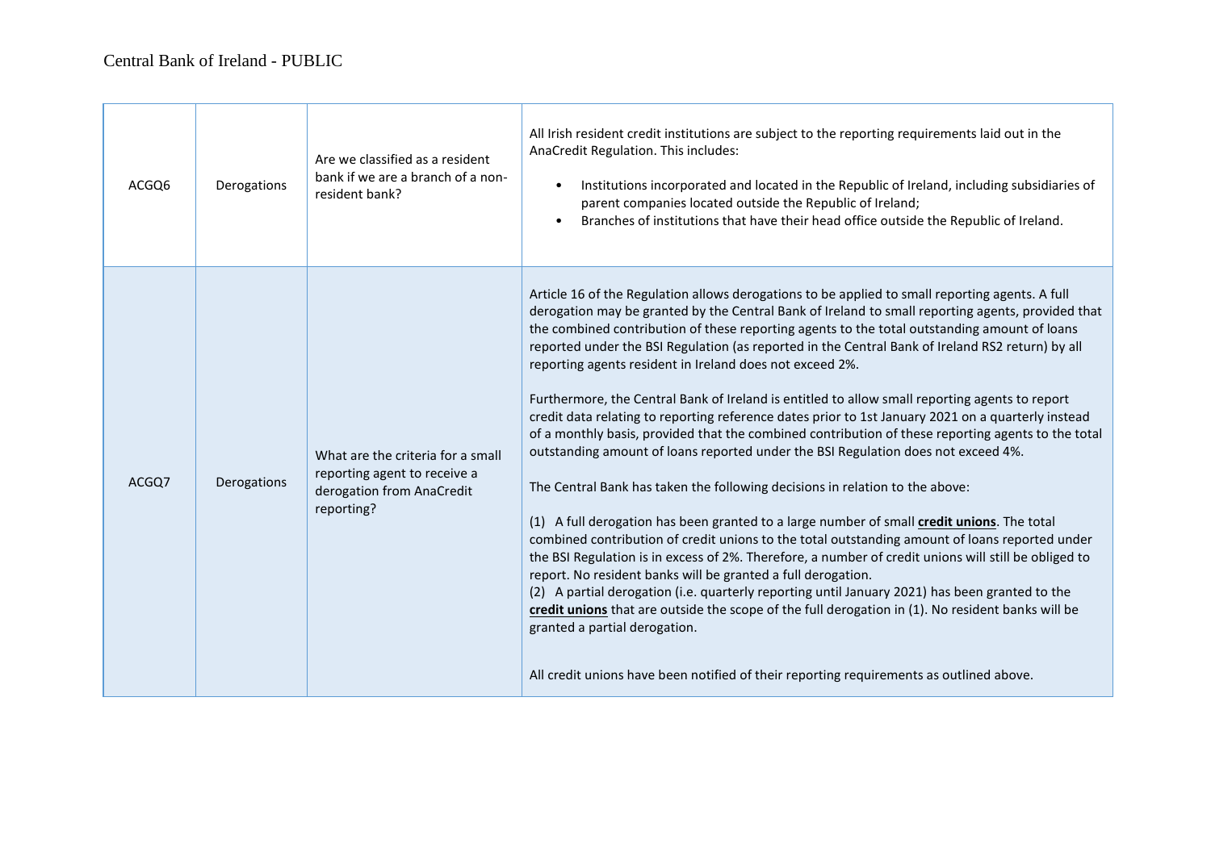| | | | |
|---|---|---|---|
| ACGQ6 | Derogations | Are we classified as a resident bank if we are a branch of a non-resident bank? | All Irish resident credit institutions are subject to the reporting requirements laid out in the AnaCredit Regulation. This includes:<br><br>• Institutions incorporated and located in the Republic of Ireland, including subsidiaries of parent companies located outside the Republic of Ireland;<br>• Branches of institutions that have their head office outside the Republic of Ireland. |
| ACGQ7 | Derogations | What are the criteria for a small reporting agent to receive a derogation from AnaCredit reporting? | Article 16 of the Regulation allows derogations to be applied to small reporting agents. A full derogation may be granted by the Central Bank of Ireland to small reporting agents, provided that the combined contribution of these reporting agents to the total outstanding amount of loans reported under the BSI Regulation (as reported in the Central Bank of Ireland RS2 return) by all reporting agents resident in Ireland does not exceed 2%.<br><br>Furthermore, the Central Bank of Ireland is entitled to allow small reporting agents to report credit data relating to reporting reference dates prior to 1st January 2021 on a quarterly instead of a monthly basis, provided that the combined contribution of these reporting agents to the total outstanding amount of loans reported under the BSI Regulation does not exceed 4%.<br><br>The Central Bank has taken the following decisions in relation to the above:<br><br>(1) A full derogation has been granted to a large number of small **credit unions**. The total combined contribution of credit unions to the total outstanding amount of loans reported under the BSI Regulation is in excess of 2%. Therefore, a number of credit unions will still be obliged to report. No resident banks will be granted a full derogation.<br>(2) A partial derogation (i.e. quarterly reporting until January 2021) has been granted to the **credit unions** that are outside the scope of the full derogation in (1). No resident banks will be granted a partial derogation.<br><br>All credit unions have been notified of their reporting requirements as outlined above. |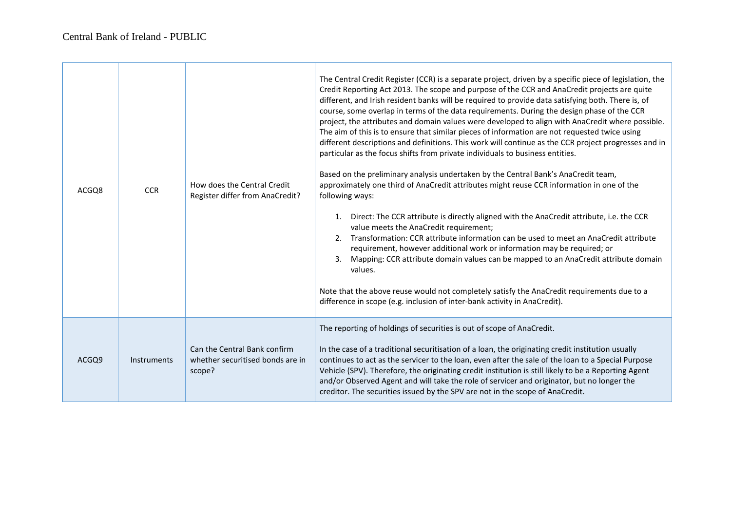| ACGQ8 | CCR | How does the Central Credit Register differ from AnaCredit? | The Central Credit Register (CCR) is a separate project, driven by a specific piece of legislation, the Credit Reporting Act 2013. The scope and purpose of the CCR and AnaCredit projects are quite different, and Irish resident banks will be required to provide data satisfying both. There is, of course, some overlap in terms of the data requirements. During the design phase of the CCR project, the attributes and domain values were developed to align with AnaCredit where possible. The aim of this is to ensure that similar pieces of information are not requested twice using different descriptions and definitions. This work will continue as the CCR project progresses and in particular as the focus shifts from private individuals to business entities.<br><br>Based on the preliminary analysis undertaken by the Central Bank's AnaCredit team, approximately one third of AnaCredit attributes might reuse CCR information in one of the following ways:<br><br>1. Direct: The CCR attribute is directly aligned with the AnaCredit attribute, i.e. the CCR value meets the AnaCredit requirement;<br>2. Transformation: CCR attribute information can be used to meet an AnaCredit attribute requirement, however additional work or information may be required; or<br>3. Mapping: CCR attribute domain values can be mapped to an AnaCredit attribute domain values.<br><br>Note that the above reuse would not completely satisfy the AnaCredit requirements due to a difference in scope (e.g. inclusion of inter-bank activity in AnaCredit). |
|---|---|---|---|
| ACGQ9 | Instruments | Can the Central Bank confirm whether securitised bonds are in scope? | The reporting of holdings of securities is out of scope of AnaCredit.<br><br>In the case of a traditional securitisation of a loan, the originating credit institution usually continues to act as the servicer to the loan, even after the sale of the loan to a Special Purpose Vehicle (SPV). Therefore, the originating credit institution is still likely to be a Reporting Agent and/or Observed Agent and will take the role of servicer and originator, but no longer the creditor. The securities issued by the SPV are not in the scope of AnaCredit. |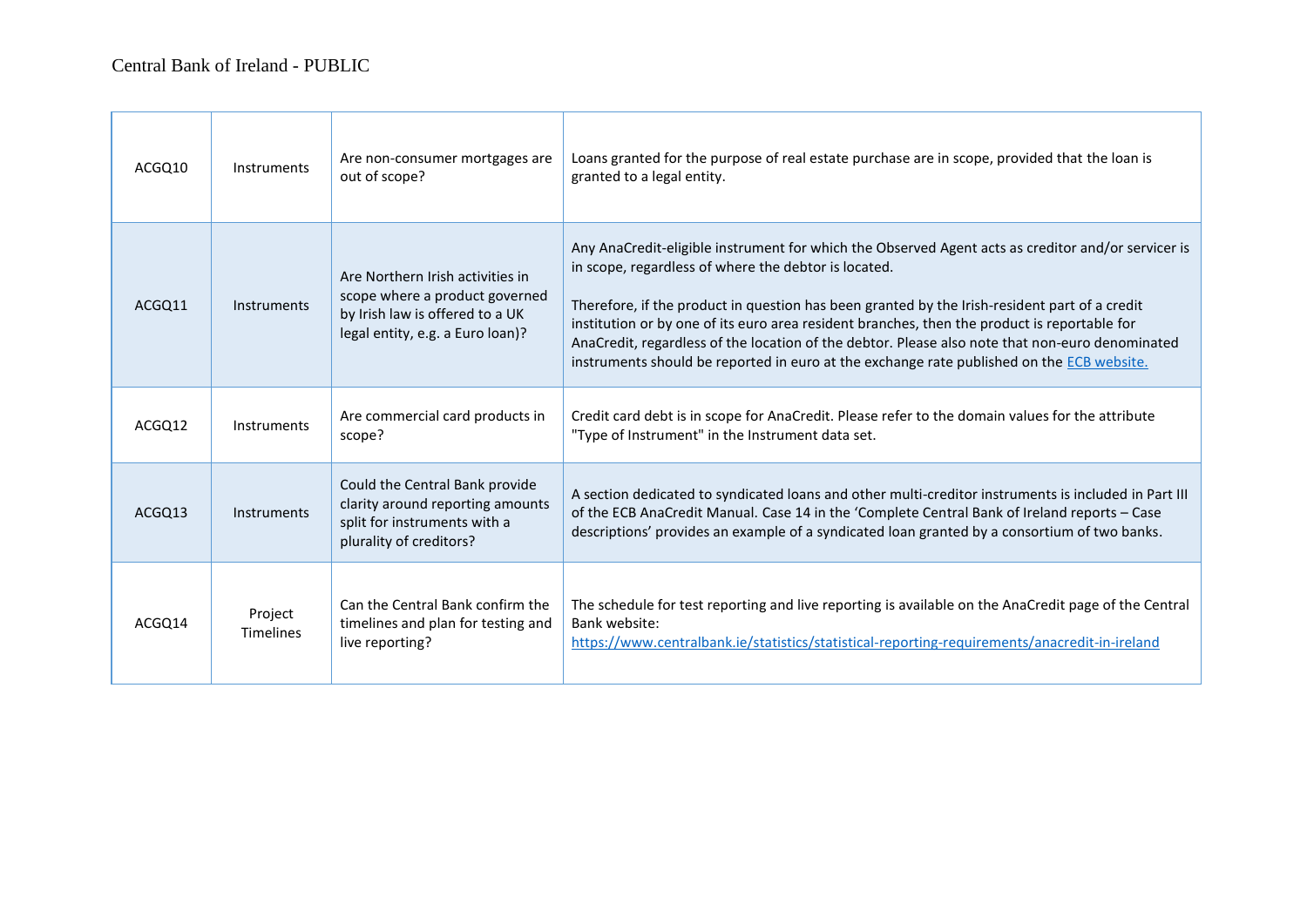| ACGQ10 | Instruments | Are non-consumer mortgages are out of scope? | Loans granted for the purpose of real estate purchase are in scope, provided that the loan is granted to a legal entity. |
|---|---|---|---|
| ACGQ11 | Instruments | Are Northern Irish activities in scope where a product governed by Irish law is offered to a UK legal entity, e.g. a Euro loan)? | Any AnaCredit-eligible instrument for which the Observed Agent acts as creditor and/or servicer is in scope, regardless of where the debtor is located.<br><br>Therefore, if the product in question has been granted by the Irish-resident part of a credit institution or by one of its euro area resident branches, then the product is reportable for AnaCredit, regardless of the location of the debtor. Please also note that non-euro denominated instruments should be reported in euro at the exchange rate published on the ECB website. |
| ACGQ12 | Instruments | Are commercial card products in scope? | Credit card debt is in scope for AnaCredit. Please refer to the domain values for the attribute "Type of Instrument" in the Instrument data set. |
| ACGQ13 | Instruments | Could the Central Bank provide clarity around reporting amounts split for instruments with a plurality of creditors? | A section dedicated to syndicated loans and other multi-creditor instruments is included in Part III of the ECB AnaCredit Manual. Case 14 in the 'Complete Central Bank of Ireland reports – Case descriptions' provides an example of a syndicated loan granted by a consortium of two banks. |
| ACGQ14 | Project Timelines | Can the Central Bank confirm the timelines and plan for testing and live reporting? | The schedule for test reporting and live reporting is available on the AnaCredit page of the Central Bank website:<br>https://www.centralbank.ie/statistics/statistical-reporting-requirements/anacredit-in-ireland |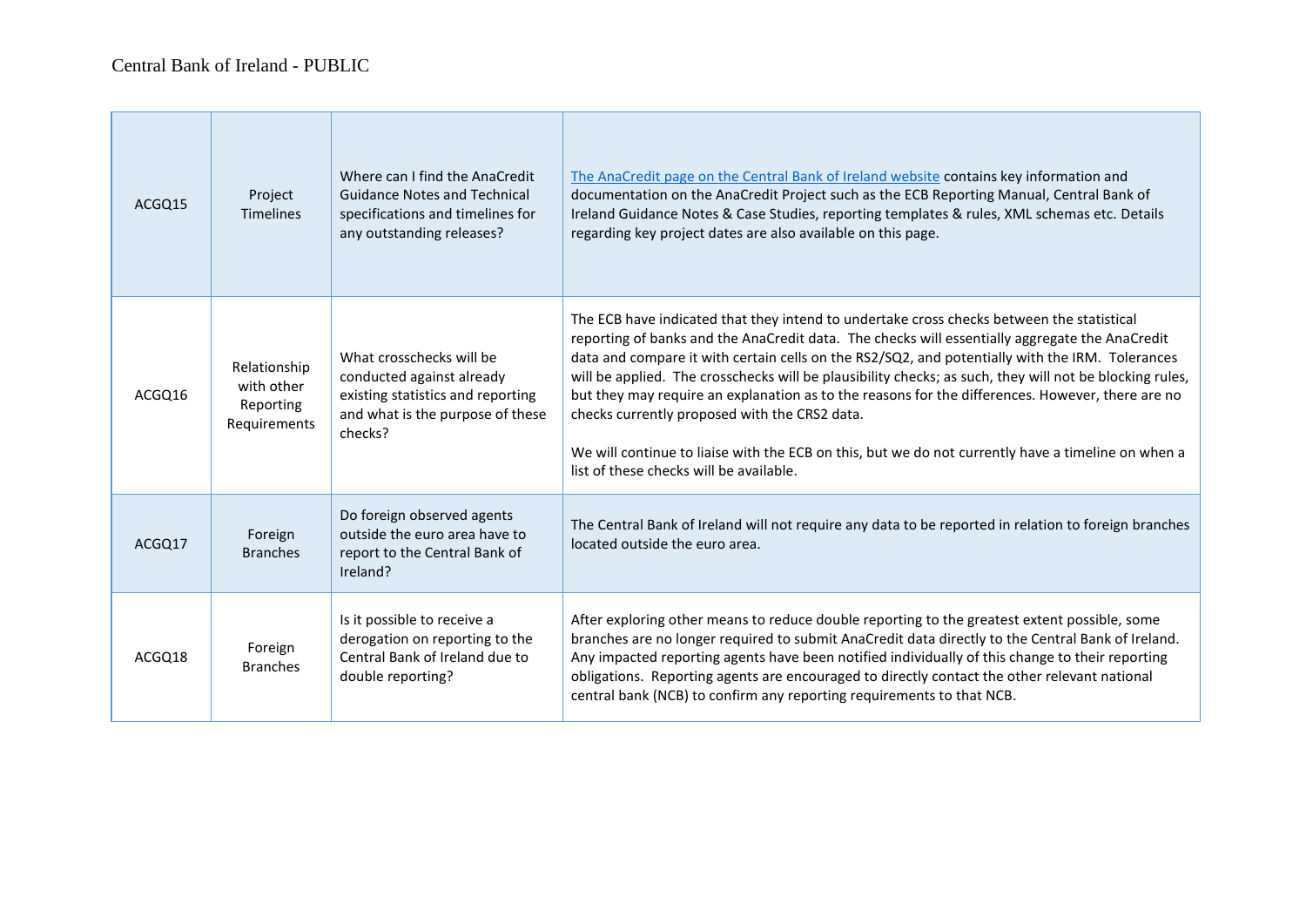| | | | |
|---|---|---|---|
| ACGQ15 | Project Timelines | Where can I find the AnaCredit Guidance Notes and Technical specifications and timelines for any outstanding releases? | The AnaCredit page on the Central Bank of Ireland website contains key information and documentation on the AnaCredit Project such as the ECB Reporting Manual, Central Bank of Ireland Guidance Notes & Case Studies, reporting templates & rules, XML schemas etc. Details regarding key project dates are also available on this page. |
| ACGQ16 | Relationship with other Reporting Requirements | What crosschecks will be conducted against already existing statistics and reporting and what is the purpose of these checks? | The ECB have indicated that they intend to undertake cross checks between the statistical reporting of banks and the AnaCredit data. The checks will essentially aggregate the AnaCredit data and compare it with certain cells on the RS2/SQ2, and potentially with the IRM. Tolerances will be applied. The crosschecks will be plausibility checks; as such, they will not be blocking rules, but they may require an explanation as to the reasons for the differences. However, there are no checks currently proposed with the CRS2 data.<br><br>We will continue to liaise with the ECB on this, but we do not currently have a timeline on when a list of these checks will be available. |
| ACGQ17 | Foreign Branches | Do foreign observed agents outside the euro area have to report to the Central Bank of Ireland? | The Central Bank of Ireland will not require any data to be reported in relation to foreign branches located outside the euro area. |
| ACGQ18 | Foreign Branches | Is it possible to receive a derogation on reporting to the Central Bank of Ireland due to double reporting? | After exploring other means to reduce double reporting to the greatest extent possible, some branches are no longer required to submit AnaCredit data directly to the Central Bank of Ireland. Any impacted reporting agents have been notified individually of this change to their reporting obligations. Reporting agents are encouraged to directly contact the other relevant national central bank (NCB) to confirm any reporting requirements to that NCB. |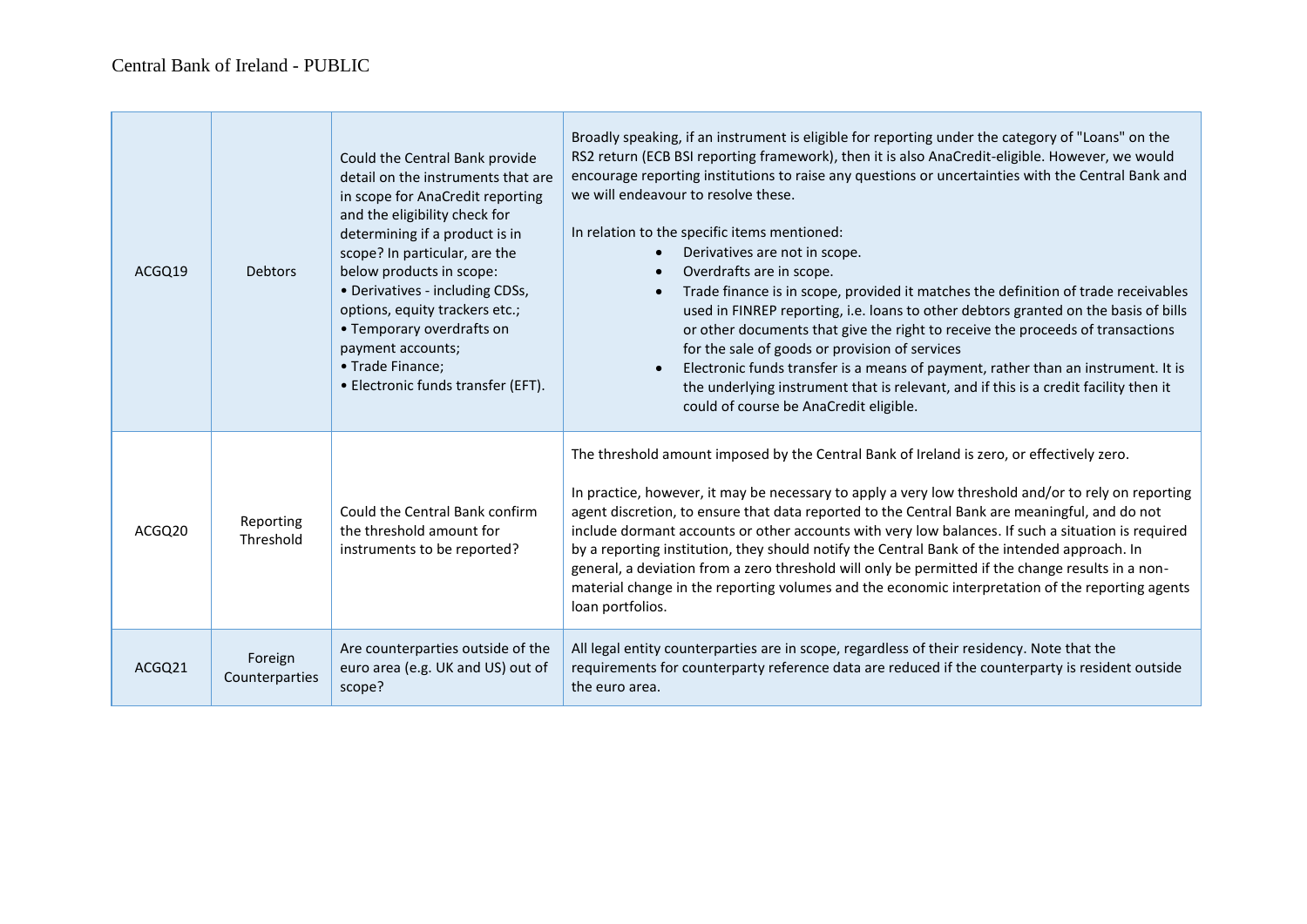| | | | |
|---|---|---|---|
| ACGQ19 | Debtors | Could the Central Bank provide detail on the instruments that are in scope for AnaCredit reporting and the eligibility check for determining if a product is in scope? In particular, are the below products in scope:<br>• Derivatives - including CDSs, options, equity trackers etc.;<br>• Temporary overdrafts on payment accounts;<br>• Trade Finance;<br>• Electronic funds transfer (EFT). | Broadly speaking, if an instrument is eligible for reporting under the category of "Loans" on the RS2 return (ECB BSI reporting framework), then it is also AnaCredit-eligible. However, we would encourage reporting institutions to raise any questions or uncertainties with the Central Bank and we will endeavour to resolve these.<br><br>In relation to the specific items mentioned:<br>• Derivatives are not in scope.<br>• Overdrafts are in scope.<br>• Trade finance is in scope, provided it matches the definition of trade receivables used in FINREP reporting, i.e. loans to other debtors granted on the basis of bills or other documents that give the right to receive the proceeds of transactions for the sale of goods or provision of services<br>• Electronic funds transfer is a means of payment, rather than an instrument. It is the underlying instrument that is relevant, and if this is a credit facility then it could of course be AnaCredit eligible. |
| ACGQ20 | Reporting Threshold | Could the Central Bank confirm the threshold amount for instruments to be reported? | The threshold amount imposed by the Central Bank of Ireland is zero, or effectively zero.<br><br>In practice, however, it may be necessary to apply a very low threshold and/or to rely on reporting agent discretion, to ensure that data reported to the Central Bank are meaningful, and do not include dormant accounts or other accounts with very low balances. If such a situation is required by a reporting institution, they should notify the Central Bank of the intended approach. In general, a deviation from a zero threshold will only be permitted if the change results in a non-material change in the reporting volumes and the economic interpretation of the reporting agents loan portfolios. |
| ACGQ21 | Foreign Counterparties | Are counterparties outside of the euro area (e.g. UK and US) out of scope? | All legal entity counterparties are in scope, regardless of their residency. Note that the requirements for counterparty reference data are reduced if the counterparty is resident outside the euro area. |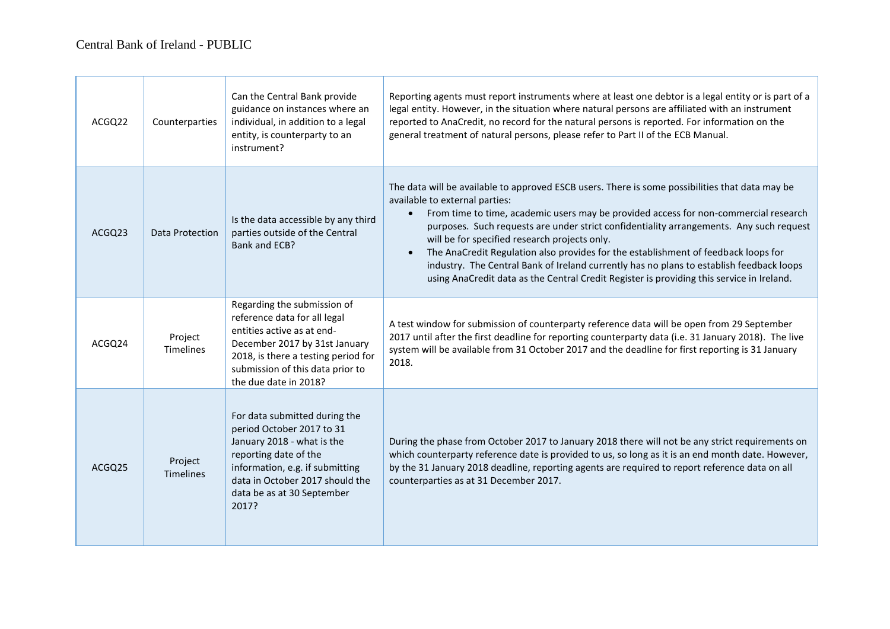| ACGQ22 | Counterparties | Can the Central Bank provide guidance on instances where an individual, in addition to a legal entity, is counterparty to an instrument? | Reporting agents must report instruments where at least one debtor is a legal entity or is part of a legal entity. However, in the situation where natural persons are affiliated with an instrument reported to AnaCredit, no record for the natural persons is reported. For information on the general treatment of natural persons, please refer to Part II of the ECB Manual. |
|---|---|---|---|
| ACGQ23 | Data Protection | Is the data accessible by any third parties outside of the Central Bank and ECB? | The data will be available to approved ESCB users. There is some possibilities that data may be available to external parties:<br>• From time to time, academic users may be provided access for non-commercial research purposes. Such requests are under strict confidentiality arrangements. Any such request will be for specified research projects only.<br>• The AnaCredit Regulation also provides for the establishment of feedback loops for industry. The Central Bank of Ireland currently has no plans to establish feedback loops using AnaCredit data as the Central Credit Register is providing this service in Ireland. |
| ACGQ24 | Project Timelines | Regarding the submission of reference data for all legal entities active as at end-December 2017 by 31st January 2018, is there a testing period for submission of this data prior to the due date in 2018? | A test window for submission of counterparty reference data will be open from 29 September 2017 until after the first deadline for reporting counterparty data (i.e. 31 January 2018). The live system will be available from 31 October 2017 and the deadline for first reporting is 31 January 2018. |
| ACGQ25 | Project Timelines | For data submitted during the period October 2017 to 31 January 2018 - what is the reporting date of the information, e.g. if submitting data in October 2017 should the data be as at 30 September 2017? | During the phase from October 2017 to January 2018 there will not be any strict requirements on which counterparty reference date is provided to us, so long as it is an end month date. However, by the 31 January 2018 deadline, reporting agents are required to report reference data on all counterparties as at 31 December 2017. |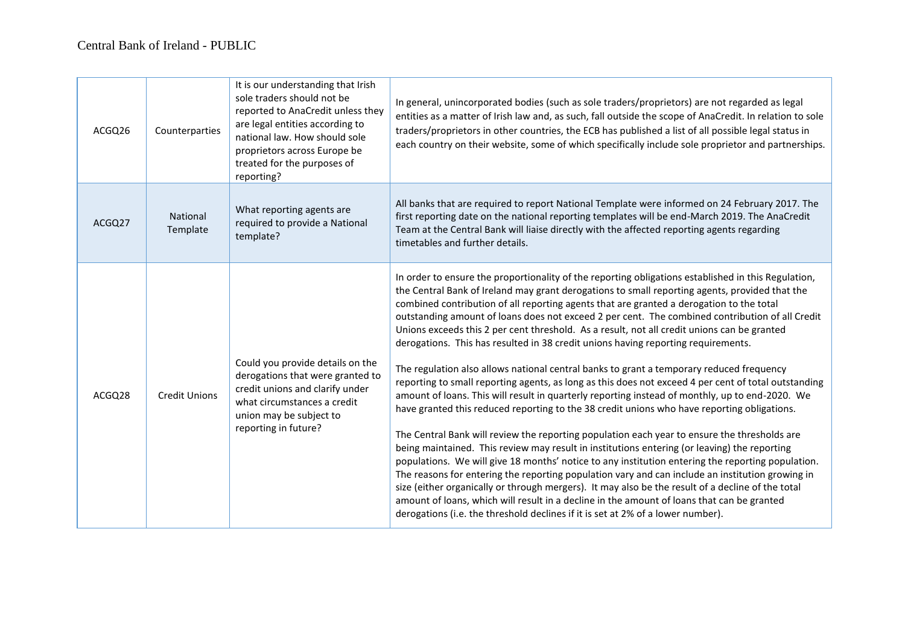| ACGQ26 | Counterparties | It is our understanding that Irish sole traders should not be reported to AnaCredit unless they are legal entities according to national law. How should sole proprietors across Europe be treated for the purposes of reporting? | In general, unincorporated bodies (such as sole traders/proprietors) are not regarded as legal entities as a matter of Irish law and, as such, fall outside the scope of AnaCredit. In relation to sole traders/proprietors in other countries, the ECB has published a list of all possible legal status in each country on their website, some of which specifically include sole proprietor and partnerships. |
|---|---|---|---|
| ACGQ27 | National Template | What reporting agents are required to provide a National template? | All banks that are required to report National Template were informed on 24 February 2017. The first reporting date on the national reporting templates will be end-March 2019. The AnaCredit Team at the Central Bank will liaise directly with the affected reporting agents regarding timetables and further details. |
| ACGQ28 | Credit Unions | Could you provide details on the derogations that were granted to credit unions and clarify under what circumstances a credit union may be subject to reporting in future? | In order to ensure the proportionality of the reporting obligations established in this Regulation, the Central Bank of Ireland may grant derogations to small reporting agents, provided that the combined contribution of all reporting agents that are granted a derogation to the total outstanding amount of loans does not exceed 2 per cent. The combined contribution of all Credit Unions exceeds this 2 per cent threshold. As a result, not all credit unions can be granted derogations. This has resulted in 38 credit unions having reporting requirements.<br><br>The regulation also allows national central banks to grant a temporary reduced frequency reporting to small reporting agents, as long as this does not exceed 4 per cent of total outstanding amount of loans. This will result in quarterly reporting instead of monthly, up to end-2020. We have granted this reduced reporting to the 38 credit unions who have reporting obligations.<br><br>The Central Bank will review the reporting population each year to ensure the thresholds are being maintained. This review may result in institutions entering (or leaving) the reporting populations. We will give 18 months' notice to any institution entering the reporting population. The reasons for entering the reporting population vary and can include an institution growing in size (either organically or through mergers). It may also be the result of a decline of the total amount of loans, which will result in a decline in the amount of loans that can be granted derogations (i.e. the threshold declines if it is set at 2% of a lower number). |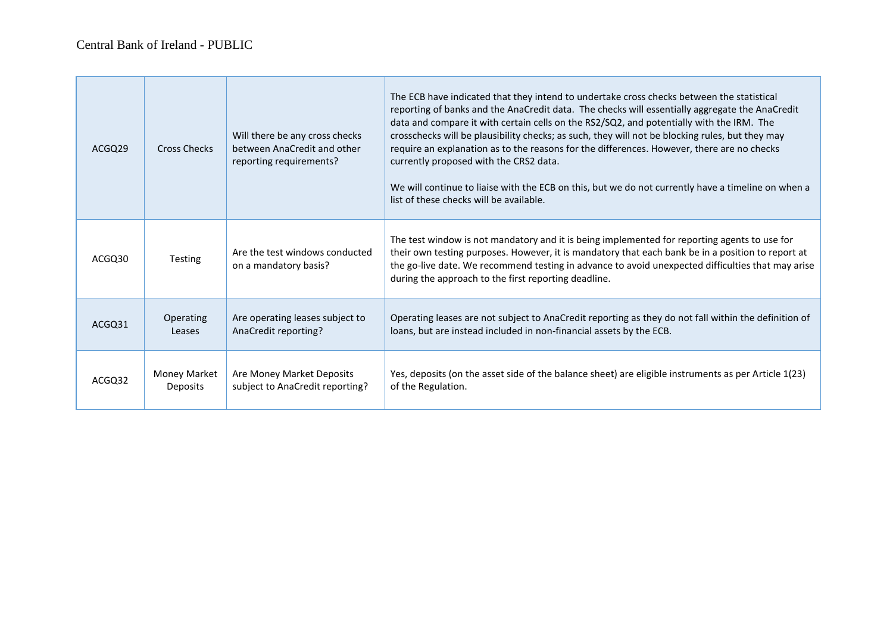| ACGQ29 | Cross Checks | Will there be any cross checks between AnaCredit and other reporting requirements? | The ECB have indicated that they intend to undertake cross checks between the statistical reporting of banks and the AnaCredit data. The checks will essentially aggregate the AnaCredit data and compare it with certain cells on the RS2/SQ2, and potentially with the IRM. The crosschecks will be plausibility checks; as such, they will not be blocking rules, but they may require an explanation as to the reasons for the differences. However, there are no checks currently proposed with the CRS2 data.<br><br>We will continue to liaise with the ECB on this, but we do not currently have a timeline on when a list of these checks will be available. |
|---|---|---|---|
| ACGQ30 | Testing | Are the test windows conducted on a mandatory basis? | The test window is not mandatory and it is being implemented for reporting agents to use for their own testing purposes. However, it is mandatory that each bank be in a position to report at the go-live date. We recommend testing in advance to avoid unexpected difficulties that may arise during the approach to the first reporting deadline. |
| ACGQ31 | Operating Leases | Are operating leases subject to AnaCredit reporting? | Operating leases are not subject to AnaCredit reporting as they do not fall within the definition of loans, but are instead included in non-financial assets by the ECB. |
| ACGQ32 | Money Market Deposits | Are Money Market Deposits subject to AnaCredit reporting? | Yes, deposits (on the asset side of the balance sheet) are eligible instruments as per Article 1(23) of the Regulation. |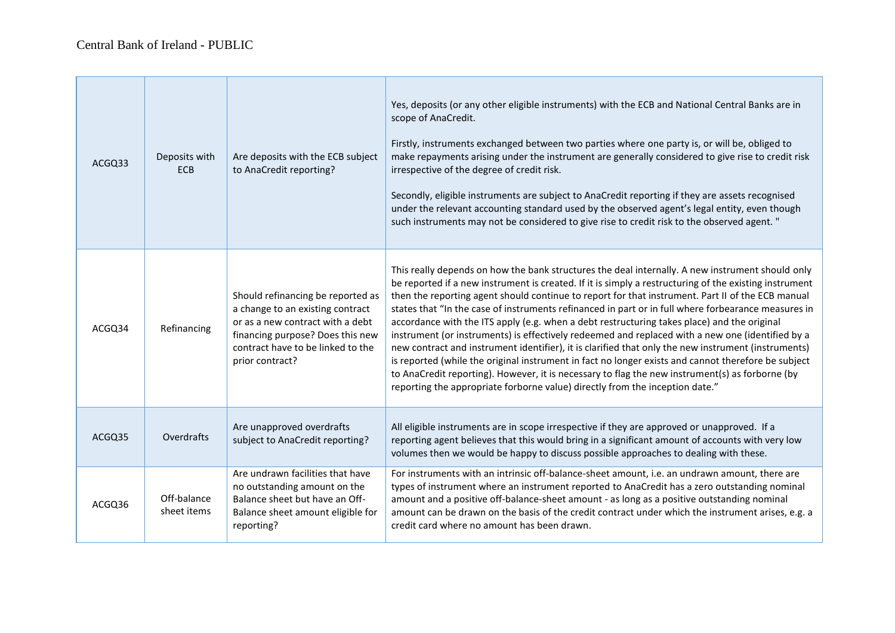| | | | |
|---|---|---|---|
| ACGQ33 | Deposits with ECB | Are deposits with the ECB subject to AnaCredit reporting? | Yes, deposits (or any other eligible instruments) with the ECB and National Central Banks are in scope of AnaCredit.<br><br>Firstly, instruments exchanged between two parties where one party is, or will be, obliged to make repayments arising under the instrument are generally considered to give rise to credit risk irrespective of the degree of credit risk.<br><br>Secondly, eligible instruments are subject to AnaCredit reporting if they are assets recognised under the relevant accounting standard used by the observed agent's legal entity, even though such instruments may not be considered to give rise to credit risk to the observed agent. " |
| ACGQ34 | Refinancing | Should refinancing be reported as a change to an existing contract or as a new contract with a debt financing purpose? Does this new contract have to be linked to the prior contract? | This really depends on how the bank structures the deal internally. A new instrument should only be reported if a new instrument is created. If it is simply a restructuring of the existing instrument then the reporting agent should continue to report for that instrument. Part II of the ECB manual states that "In the case of instruments refinanced in part or in full where forbearance measures in accordance with the ITS apply (e.g. when a debt restructuring takes place) and the original instrument (or instruments) is effectively redeemed and replaced with a new one (identified by a new contract and instrument identifier), it is clarified that only the new instrument (instruments) is reported (while the original instrument in fact no longer exists and cannot therefore be subject to AnaCredit reporting). However, it is necessary to flag the new instrument(s) as forborne (by reporting the appropriate forborne value) directly from the inception date." |
| ACGQ35 | Overdrafts | Are unapproved overdrafts subject to AnaCredit reporting? | All eligible instruments are in scope irrespective if they are approved or unapproved. If a reporting agent believes that this would bring in a significant amount of accounts with very low volumes then we would be happy to discuss possible approaches to dealing with these. |
| ACGQ36 | Off-balance sheet items | Are undrawn facilities that have no outstanding amount on the Balance sheet but have an Off-Balance sheet amount eligible for reporting? | For instruments with an intrinsic off-balance-sheet amount, i.e. an undrawn amount, there are types of instrument where an instrument reported to AnaCredit has a zero outstanding nominal amount and a positive off-balance-sheet amount - as long as a positive outstanding nominal amount can be drawn on the basis of the credit contract under which the instrument arises, e.g. a credit card where no amount has been drawn. |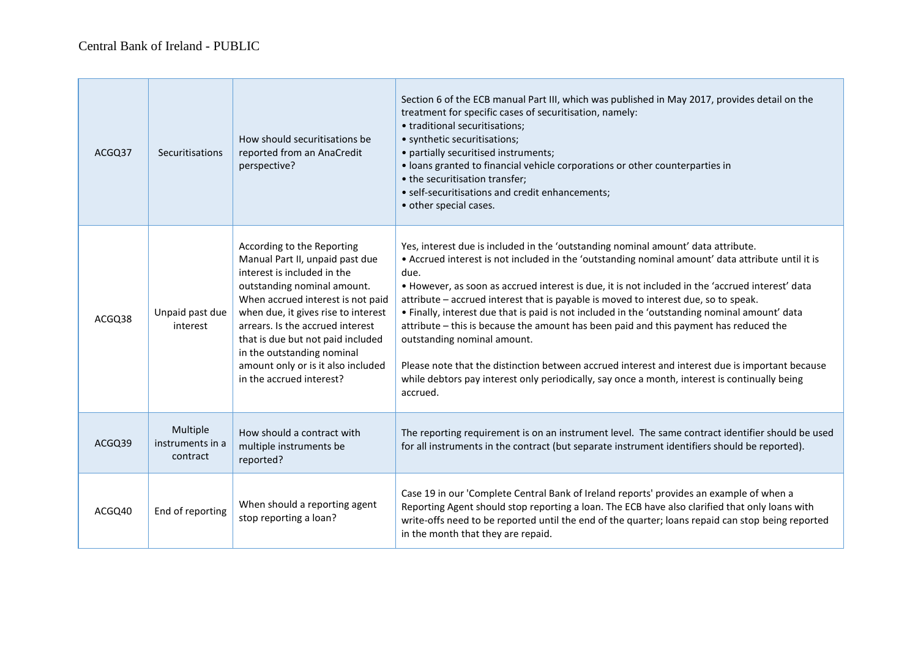| | | | |
|---|---|---|---|
| ACGQ37 | Securitisations | How should securitisations be reported from an AnaCredit perspective? | Section 6 of the ECB manual Part III, which was published in May 2017, provides detail on the treatment for specific cases of securitisation, namely:<br>• traditional securitisations;<br>• synthetic securitisations;<br>• partially securitised instruments;<br>• loans granted to financial vehicle corporations or other counterparties in<br>• the securitisation transfer;<br>• self-securitisations and credit enhancements;<br>• other special cases. |
| ACGQ38 | Unpaid past due interest | According to the Reporting Manual Part II, unpaid past due interest is included in the outstanding nominal amount. When accrued interest is not paid when due, it gives rise to interest arrears. Is the accrued interest that is due but not paid included in the outstanding nominal amount only or is it also included in the accrued interest? | Yes, interest due is included in the 'outstanding nominal amount' data attribute.<br>• Accrued interest is not included in the 'outstanding nominal amount' data attribute until it is due.<br>• However, as soon as accrued interest is due, it is not included in the 'accrued interest' data attribute – accrued interest that is payable is moved to interest due, so to speak.<br>• Finally, interest due that is paid is not included in the 'outstanding nominal amount' data attribute – this is because the amount has been paid and this payment has reduced the outstanding nominal amount.<br><br>Please note that the distinction between accrued interest and interest due is important because while debtors pay interest only periodically, say once a month, interest is continually being accrued. |
| ACGQ39 | Multiple instruments in a contract | How should a contract with multiple instruments be reported? | The reporting requirement is on an instrument level. The same contract identifier should be used for all instruments in the contract (but separate instrument identifiers should be reported). |
| ACGQ40 | End of reporting | When should a reporting agent stop reporting a loan? | Case 19 in our 'Complete Central Bank of Ireland reports' provides an example of when a Reporting Agent should stop reporting a loan. The ECB have also clarified that only loans with write-offs need to be reported until the end of the quarter; loans repaid can stop being reported in the month that they are repaid. |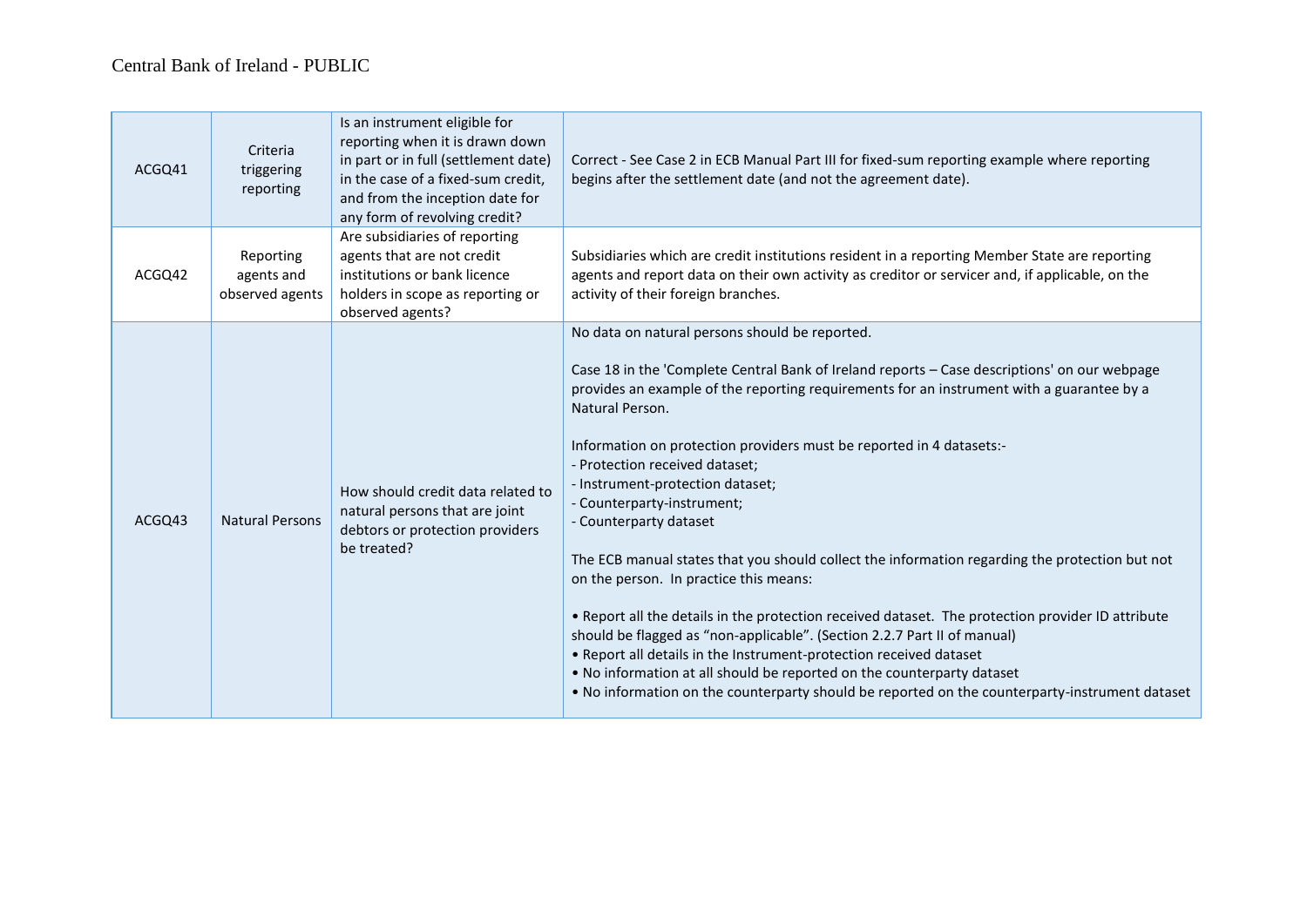| ACGQ41 | Criteria triggering reporting | Is an instrument eligible for reporting when it is drawn down in part or in full (settlement date) in the case of a fixed-sum credit, and from the inception date for any form of revolving credit? | Correct - See Case 2 in ECB Manual Part III for fixed-sum reporting example where reporting begins after the settlement date (and not the agreement date). |
|---|---|---|---|
| ACGQ42 | Reporting agents and observed agents | Are subsidiaries of reporting agents that are not credit institutions or bank licence holders in scope as reporting or observed agents? | Subsidiaries which are credit institutions resident in a reporting Member State are reporting agents and report data on their own activity as creditor or servicer and, if applicable, on the activity of their foreign branches. |
| ACGQ43 | Natural Persons | How should credit data related to natural persons that are joint debtors or protection providers be treated? | No data on natural persons should be reported.<br><br>Case 18 in the 'Complete Central Bank of Ireland reports – Case descriptions' on our webpage provides an example of the reporting requirements for an instrument with a guarantee by a Natural Person.<br><br>Information on protection providers must be reported in 4 datasets:-<br>- Protection received dataset;<br>- Instrument-protection dataset;<br>- Counterparty-instrument;<br>- Counterparty dataset<br><br>The ECB manual states that you should collect the information regarding the protection but not on the person. In practice this means:<br><br>• Report all the details in the protection received dataset. The protection provider ID attribute should be flagged as "non-applicable". (Section 2.2.7 Part II of manual)<br>• Report all details in the Instrument-protection received dataset<br>• No information at all should be reported on the counterparty dataset<br>• No information on the counterparty should be reported on the counterparty-instrument dataset |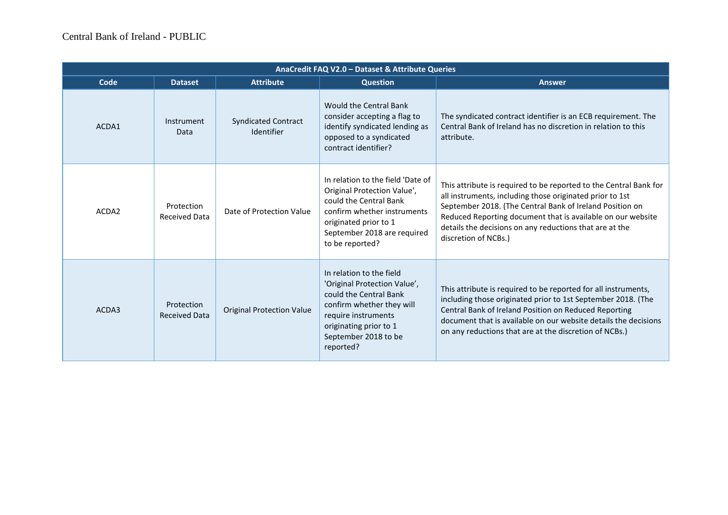| AnaCredit FAQ V2.0 – Dataset & Attribute Queries | | | | |
|---|---|---|---|---|
| **Code** | **Dataset** | **Attribute** | **Question** | **Answer** |
| ACDA1 | Instrument Data | Syndicated Contract Identifier | Would the Central Bank consider accepting a flag to identify syndicated lending as opposed to a syndicated contract identifier? | The syndicated contract identifier is an ECB requirement. The Central Bank of Ireland has no discretion in relation to this attribute. |
| ACDA2 | Protection Received Data | Date of Protection Value | In relation to the field 'Date of Original Protection Value', could the Central Bank confirm whether instruments originated prior to 1 September 2018 are required to be reported? | This attribute is required to be reported to the Central Bank for all instruments, including those originated prior to 1st September 2018. (The Central Bank of Ireland Position on Reduced Reporting document that is available on our website details the decisions on any reductions that are at the discretion of NCBs.) |
| ACDA3 | Protection Received Data | Original Protection Value | In relation to the field 'Original Protection Value', could the Central Bank confirm whether they will require instruments originating prior to 1 September 2018 to be reported? | This attribute is required to be reported for all instruments, including those originated prior to 1st September 2018. (The Central Bank of Ireland Position on Reduced Reporting document that is available on our website details the decisions on any reductions that are at the discretion of NCBs.) |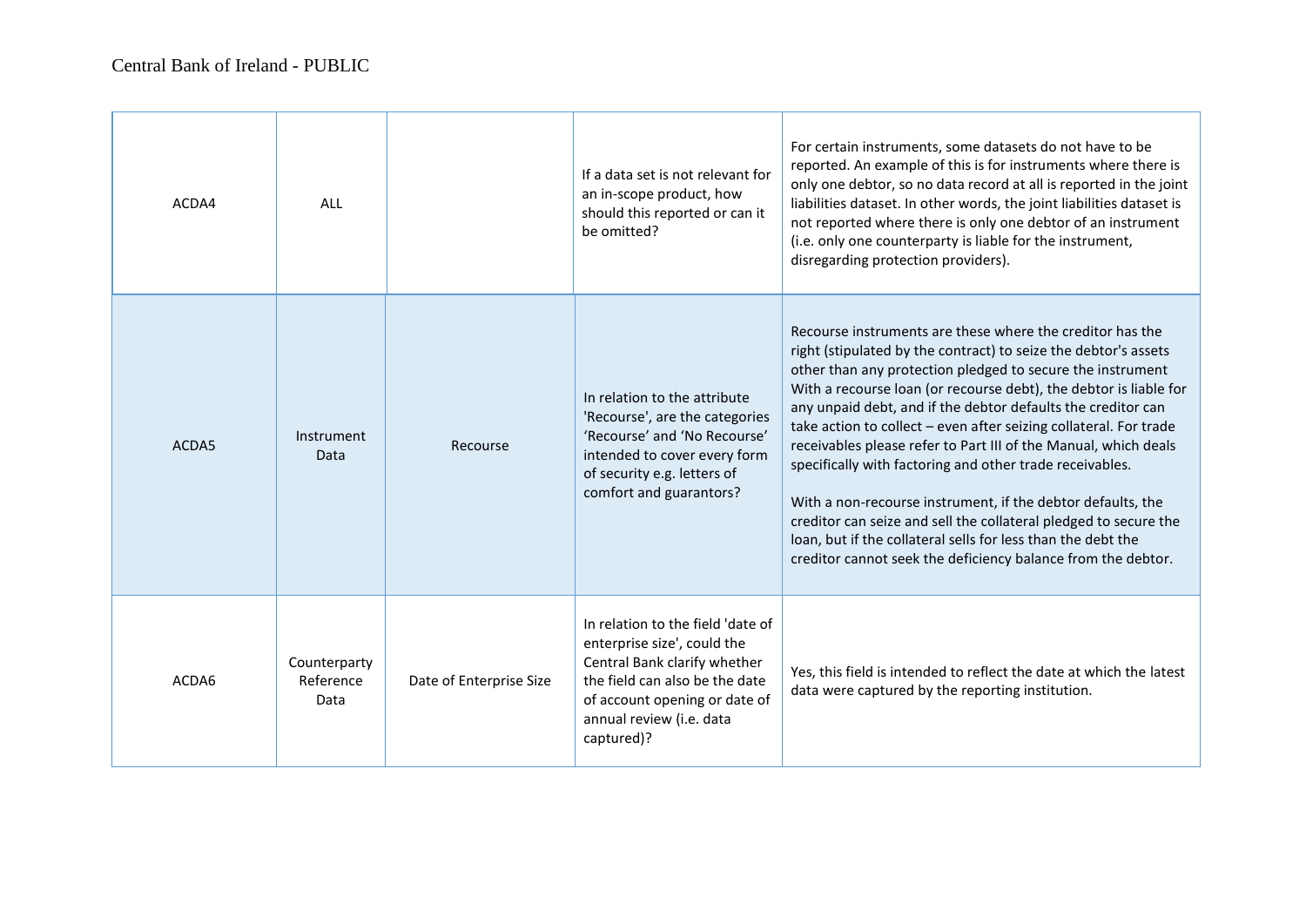| | | | | |
|---|---|---|---|---|
| ACDA4 | ALL | | If a data set is not relevant for an in-scope product, how should this reported or can it be omitted? | For certain instruments, some datasets do not have to be reported. An example of this is for instruments where there is only one debtor, so no data record at all is reported in the joint liabilities dataset. In other words, the joint liabilities dataset is not reported where there is only one debtor of an instrument (i.e. only one counterparty is liable for the instrument, disregarding protection providers). |
| ACDA5 | Instrument Data | Recourse | In relation to the attribute 'Recourse', are the categories 'Recourse' and 'No Recourse' intended to cover every form of security e.g. letters of comfort and guarantors? | Recourse instruments are these where the creditor has the right (stipulated by the contract) to seize the debtor's assets other than any protection pledged to secure the instrument With a recourse loan (or recourse debt), the debtor is liable for any unpaid debt, and if the debtor defaults the creditor can take action to collect – even after seizing collateral. For trade receivables please refer to Part III of the Manual, which deals specifically with factoring and other trade receivables.<br><br>With a non-recourse instrument, if the debtor defaults, the creditor can seize and sell the collateral pledged to secure the loan, but if the collateral sells for less than the debt the creditor cannot seek the deficiency balance from the debtor. |
| ACDA6 | Counterparty Reference Data | Date of Enterprise Size | In relation to the field 'date of enterprise size', could the Central Bank clarify whether the field can also be the date of account opening or date of annual review (i.e. data captured)? | Yes, this field is intended to reflect the date at which the latest data were captured by the reporting institution. |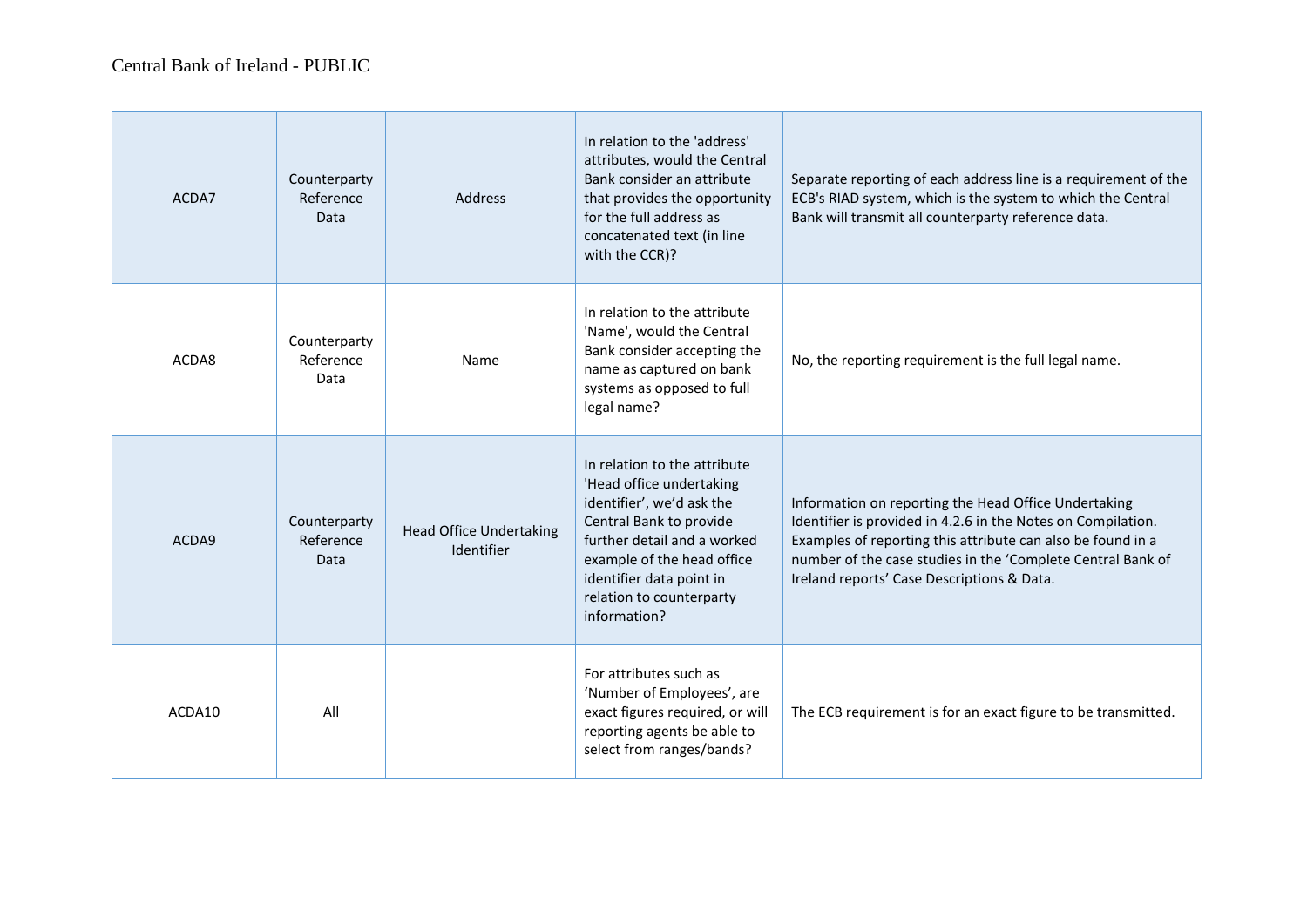| | | | | |
|---|---|---|---|---|
| ACDA7 | Counterparty Reference Data | Address | In relation to the 'address' attributes, would the Central Bank consider an attribute that provides the opportunity for the full address as concatenated text (in line with the CCR)? | Separate reporting of each address line is a requirement of the ECB's RIAD system, which is the system to which the Central Bank will transmit all counterparty reference data. |
| ACDA8 | Counterparty Reference Data | Name | In relation to the attribute 'Name', would the Central Bank consider accepting the name as captured on bank systems as opposed to full legal name? | No, the reporting requirement is the full legal name. |
| ACDA9 | Counterparty Reference Data | Head Office Undertaking Identifier | In relation to the attribute 'Head office undertaking identifier', we'd ask the Central Bank to provide further detail and a worked example of the head office identifier data point in relation to counterparty information? | Information on reporting the Head Office Undertaking Identifier is provided in 4.2.6 in the Notes on Compilation. Examples of reporting this attribute can also be found in a number of the case studies in the 'Complete Central Bank of Ireland reports' Case Descriptions & Data. |
| ACDA10 | All | | For attributes such as 'Number of Employees', are exact figures required, or will reporting agents be able to select from ranges/bands? | The ECB requirement is for an exact figure to be transmitted. |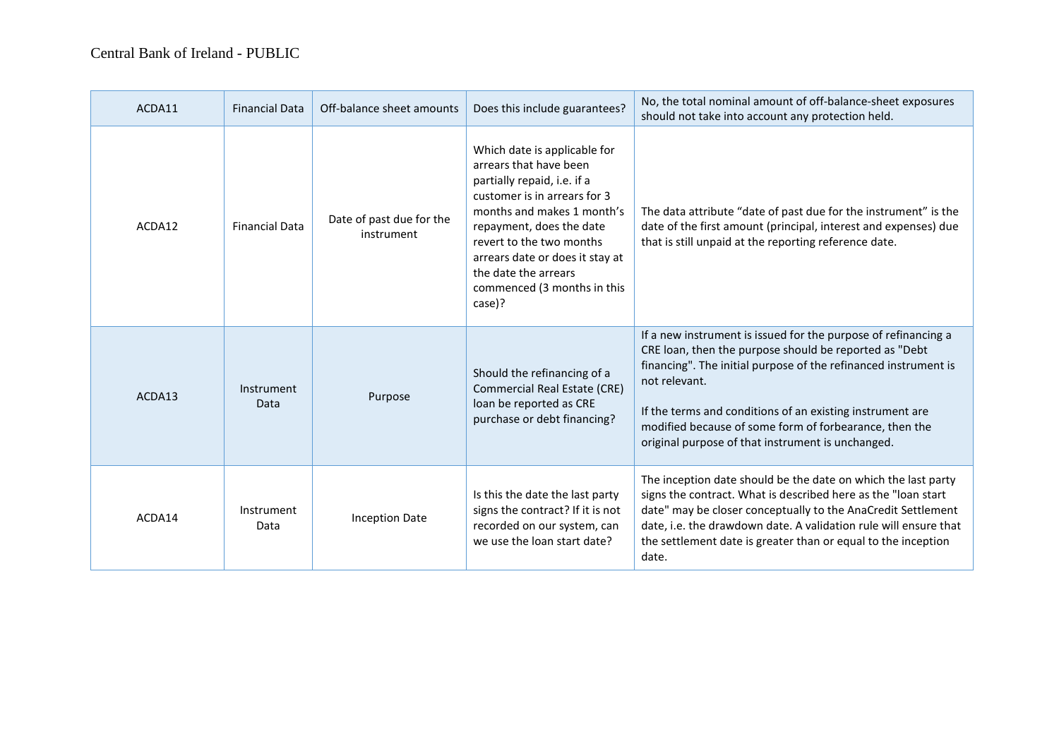| ACDA11 | Financial Data | Off-balance sheet amounts | Does this include guarantees? | No, the total nominal amount of off-balance-sheet exposures should not take into account any protection held. |
|---|---|---|---|---|
| ACDA12 | Financial Data | Date of past due for the instrument | Which date is applicable for arrears that have been partially repaid, i.e. if a customer is in arrears for 3 months and makes 1 month's repayment, does the date revert to the two months arrears date or does it stay at the date the arrears commenced (3 months in this case)? | The data attribute "date of past due for the instrument" is the date of the first amount (principal, interest and expenses) due that is still unpaid at the reporting reference date. |
| ACDA13 | Instrument Data | Purpose | Should the refinancing of a Commercial Real Estate (CRE) loan be reported as CRE purchase or debt financing? | If a new instrument is issued for the purpose of refinancing a CRE loan, then the purpose should be reported as "Debt financing". The initial purpose of the refinanced instrument is not relevant.<br><br>If the terms and conditions of an existing instrument are modified because of some form of forbearance, then the original purpose of that instrument is unchanged. |
| ACDA14 | Instrument Data | Inception Date | Is this the date the last party signs the contract? If it is not recorded on our system, can we use the loan start date? | The inception date should be the date on which the last party signs the contract. What is described here as the "loan start date" may be closer conceptually to the AnaCredit Settlement date, i.e. the drawdown date. A validation rule will ensure that the settlement date is greater than or equal to the inception date. |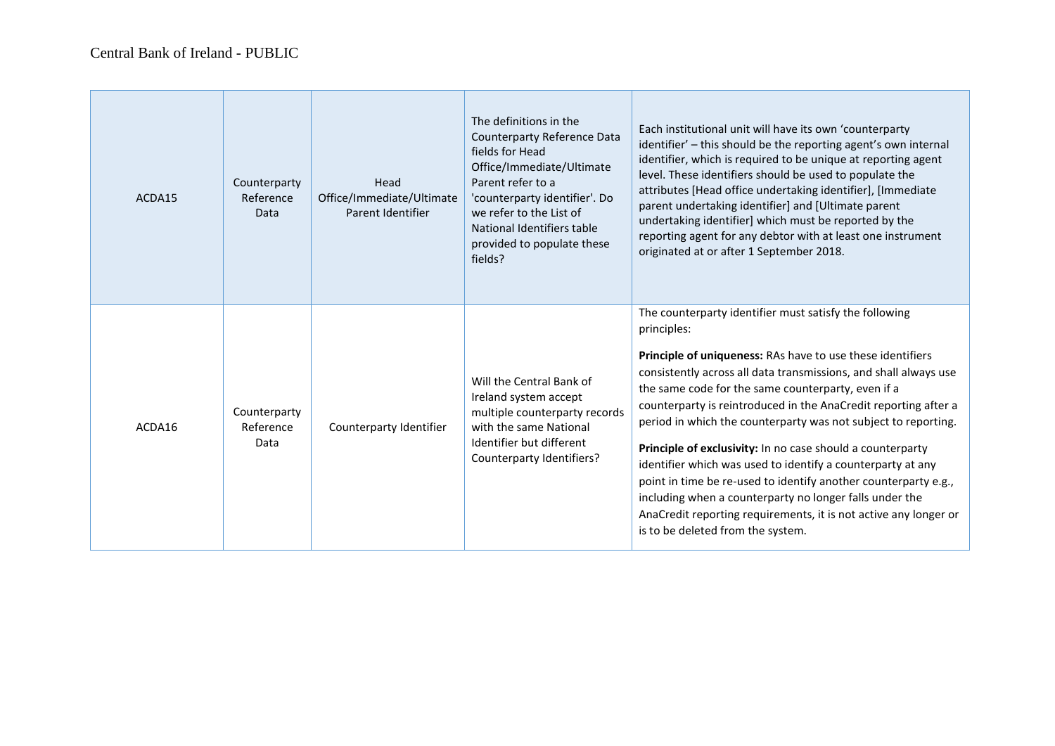| | | | | |
|---|---|---|---|---|
| ACDA15 | Counterparty Reference Data | Head Office/Immediate/Ultimate Parent Identifier | The definitions in the Counterparty Reference Data fields for Head Office/Immediate/Ultimate Parent refer to a 'counterparty identifier'. Do we refer to the List of National Identifiers table provided to populate these fields? | Each institutional unit will have its own 'counterparty identifier' – this should be the reporting agent's own internal identifier, which is required to be unique at reporting agent level. These identifiers should be used to populate the attributes [Head office undertaking identifier], [Immediate parent undertaking identifier] and [Ultimate parent undertaking identifier] which must be reported by the reporting agent for any debtor with at least one instrument originated at or after 1 September 2018. |
| ACDA16 | Counterparty Reference Data | Counterparty Identifier | Will the Central Bank of Ireland system accept multiple counterparty records with the same National Identifier but different Counterparty Identifiers? | The counterparty identifier must satisfy the following principles:<br><br>**Principle of uniqueness:** RAs have to use these identifiers consistently across all data transmissions, and shall always use the same code for the same counterparty, even if a counterparty is reintroduced in the AnaCredit reporting after a period in which the counterparty was not subject to reporting.<br><br>**Principle of exclusivity:** In no case should a counterparty identifier which was used to identify a counterparty at any point in time be re-used to identify another counterparty e.g., including when a counterparty no longer falls under the AnaCredit reporting requirements, it is not active any longer or is to be deleted from the system. |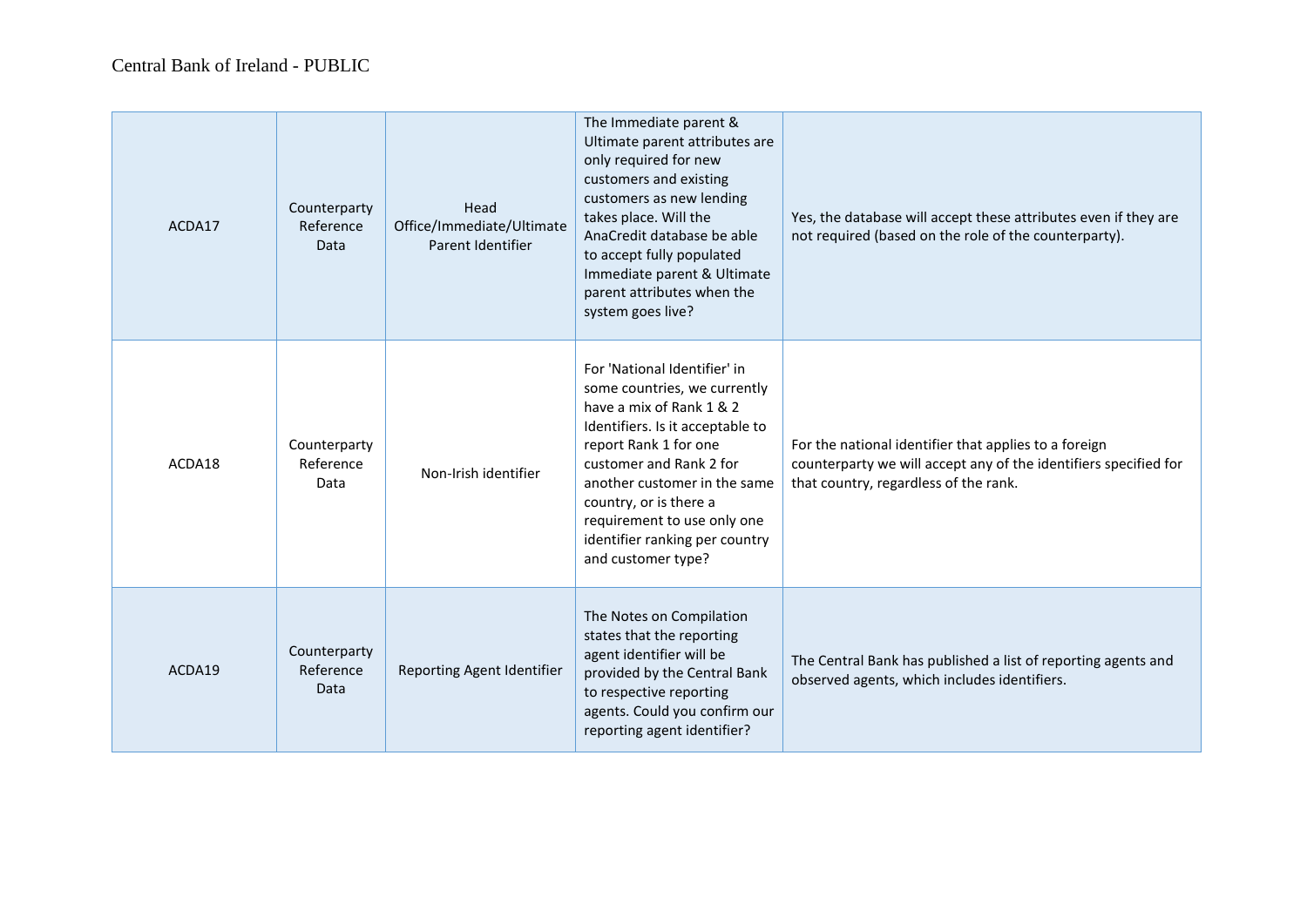| ACDA17 | Counterparty Reference Data | Head Office/Immediate/Ultimate Parent Identifier | The Immediate parent & Ultimate parent attributes are only required for new customers and existing customers as new lending takes place. Will the AnaCredit database be able to accept fully populated Immediate parent & Ultimate parent attributes when the system goes live? | Yes, the database will accept these attributes even if they are not required (based on the role of the counterparty). |
|---|---|---|---|---|
| ACDA18 | Counterparty Reference Data | Non-Irish identifier | For 'National Identifier' in some countries, we currently have a mix of Rank 1 & 2 Identifiers. Is it acceptable to report Rank 1 for one customer and Rank 2 for another customer in the same country, or is there a requirement to use only one identifier ranking per country and customer type? | For the national identifier that applies to a foreign counterparty we will accept any of the identifiers specified for that country, regardless of the rank. |
| ACDA19 | Counterparty Reference Data | Reporting Agent Identifier | The Notes on Compilation states that the reporting agent identifier will be provided by the Central Bank to respective reporting agents. Could you confirm our reporting agent identifier? | The Central Bank has published a list of reporting agents and observed agents, which includes identifiers. |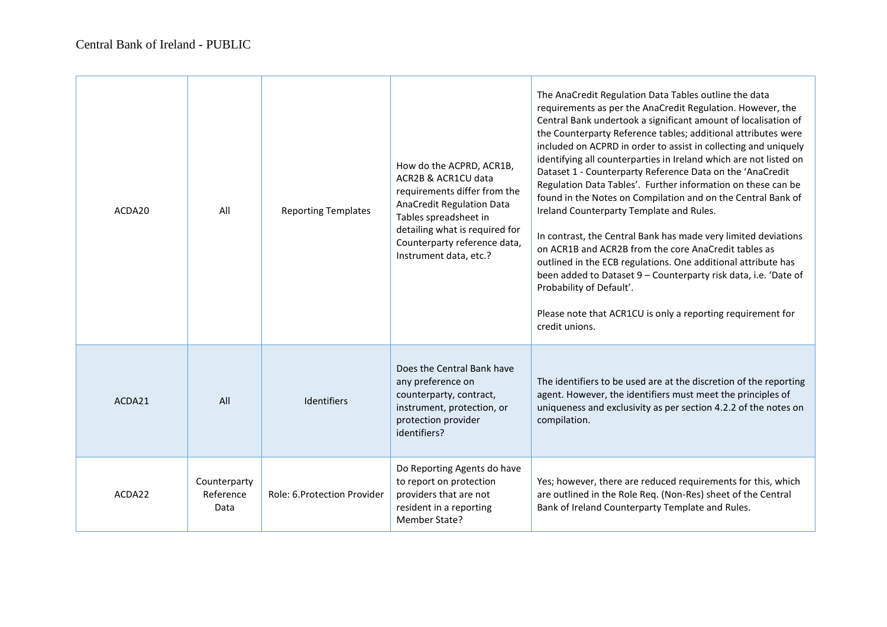| ACDA20 | All | Reporting Templates | How do the ACPRD, ACR1B, ACR2B & ACR1CU data requirements differ from the AnaCredit Regulation Data Tables spreadsheet in detailing what is required for Counterparty reference data, Instrument data, etc.? | The AnaCredit Regulation Data Tables outline the data requirements as per the AnaCredit Regulation. However, the Central Bank undertook a significant amount of localisation of the Counterparty Reference tables; additional attributes were included on ACPRD in order to assist in collecting and uniquely identifying all counterparties in Ireland which are not listed on Dataset 1 - Counterparty Reference Data on the 'AnaCredit Regulation Data Tables'. Further information on these can be found in the Notes on Compilation and on the Central Bank of Ireland Counterparty Template and Rules.<br><br>In contrast, the Central Bank has made very limited deviations on ACR1B and ACR2B from the core AnaCredit tables as outlined in the ECB regulations. One additional attribute has been added to Dataset 9 – Counterparty risk data, i.e. 'Date of Probability of Default'.<br><br>Please note that ACR1CU is only a reporting requirement for credit unions. |
|---|---|---|---|---|
| ACDA21 | All | Identifiers | Does the Central Bank have any preference on counterparty, contract, instrument, protection, or protection provider identifiers? | The identifiers to be used are at the discretion of the reporting agent. However, the identifiers must meet the principles of uniqueness and exclusivity as per section 4.2.2 of the notes on compilation. |
| ACDA22 | Counterparty Reference Data | Role: 6.Protection Provider | Do Reporting Agents do have to report on protection providers that are not resident in a reporting Member State? | Yes; however, there are reduced requirements for this, which are outlined in the Role Req. (Non-Res) sheet of the Central Bank of Ireland Counterparty Template and Rules. |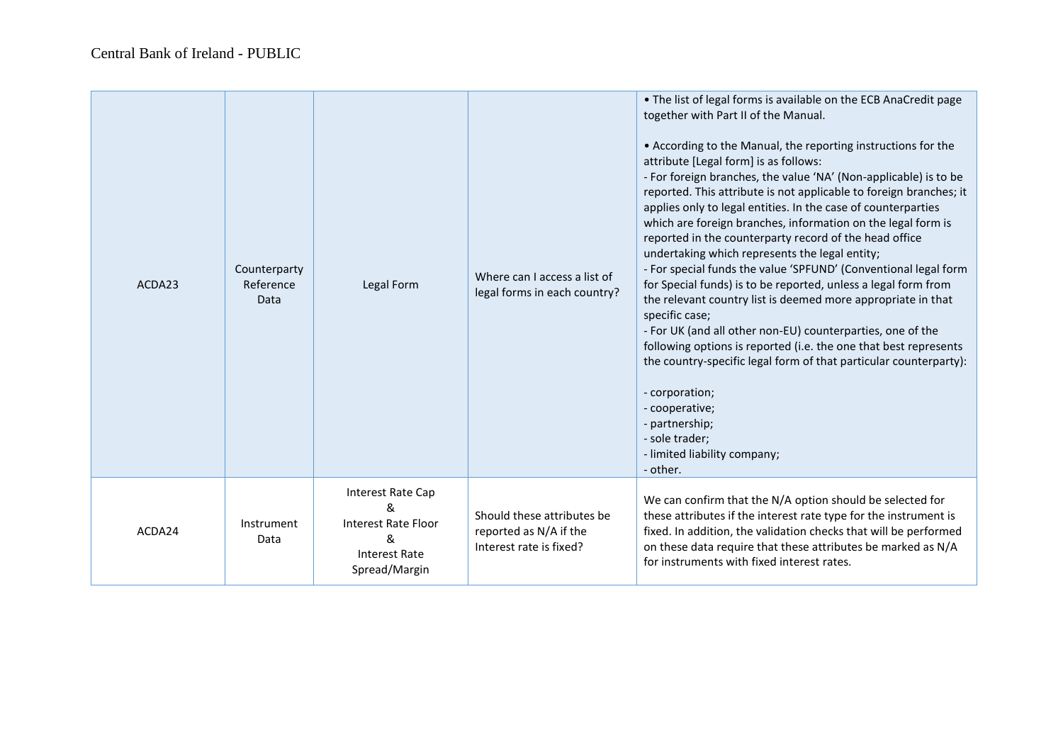| ACDA23 | Counterparty Reference Data | Legal Form | Where can I access a list of legal forms in each country? | • The list of legal forms is available on the ECB AnaCredit page together with Part II of the Manual.<br><br>• According to the Manual, the reporting instructions for the attribute [Legal form] is as follows:<br>- For foreign branches, the value 'NA' (Non-applicable) is to be reported. This attribute is not applicable to foreign branches; it applies only to legal entities. In the case of counterparties which are foreign branches, information on the legal form is reported in the counterparty record of the head office undertaking which represents the legal entity;<br>- For special funds the value 'SPFUND' (Conventional legal form for Special funds) is to be reported, unless a legal form from the relevant country list is deemed more appropriate in that specific case;<br>- For UK (and all other non-EU) counterparties, one of the following options is reported (i.e. the one that best represents the country-specific legal form of that particular counterparty):<br><br>- corporation;<br>- cooperative;<br>- partnership;<br>- sole trader;<br>- limited liability company;<br>- other. |
|---|---|---|---|---|
| ACDA24 | Instrument Data | Interest Rate Cap<br>&<br>Interest Rate Floor<br>&<br>Interest Rate Spread/Margin | Should these attributes be reported as N/A if the Interest rate is fixed? | We can confirm that the N/A option should be selected for these attributes if the interest rate type for the instrument is fixed. In addition, the validation checks that will be performed on these data require that these attributes be marked as N/A for instruments with fixed interest rates. |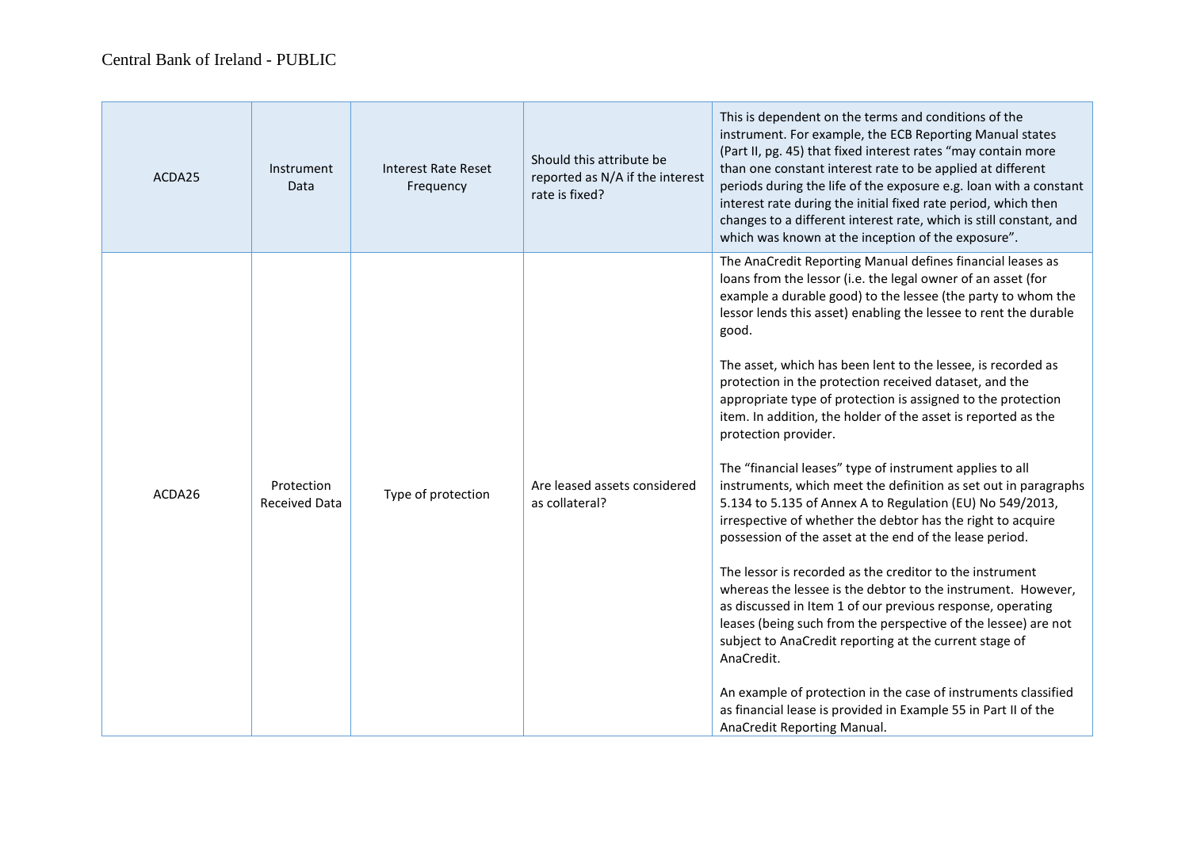| ACDA25 | Instrument Data | Interest Rate Reset Frequency | Should this attribute be reported as N/A if the interest rate is fixed? | This is dependent on the terms and conditions of the instrument. For example, the ECB Reporting Manual states (Part II, pg. 45) that fixed interest rates "may contain more than one constant interest rate to be applied at different periods during the life of the exposure e.g. loan with a constant interest rate during the initial fixed rate period, which then changes to a different interest rate, which is still constant, and which was known at the inception of the exposure". |
|---|---|---|---|---|
| ACDA26 | Protection Received Data | Type of protection | Are leased assets considered as collateral? | The AnaCredit Reporting Manual defines financial leases as loans from the lessor (i.e. the legal owner of an asset (for example a durable good) to the lessee (the party to whom the lessor lends this asset) enabling the lessee to rent the durable good.<br><br>The asset, which has been lent to the lessee, is recorded as protection in the protection received dataset, and the appropriate type of protection is assigned to the protection item. In addition, the holder of the asset is reported as the protection provider.<br><br>The "financial leases" type of instrument applies to all instruments, which meet the definition as set out in paragraphs 5.134 to 5.135 of Annex A to Regulation (EU) No 549/2013, irrespective of whether the debtor has the right to acquire possession of the asset at the end of the lease period.<br><br>The lessor is recorded as the creditor to the instrument whereas the lessee is the debtor to the instrument. However, as discussed in Item 1 of our previous response, operating leases (being such from the perspective of the lessee) are not subject to AnaCredit reporting at the current stage of AnaCredit.<br><br>An example of protection in the case of instruments classified as financial lease is provided in Example 55 in Part II of the AnaCredit Reporting Manual. |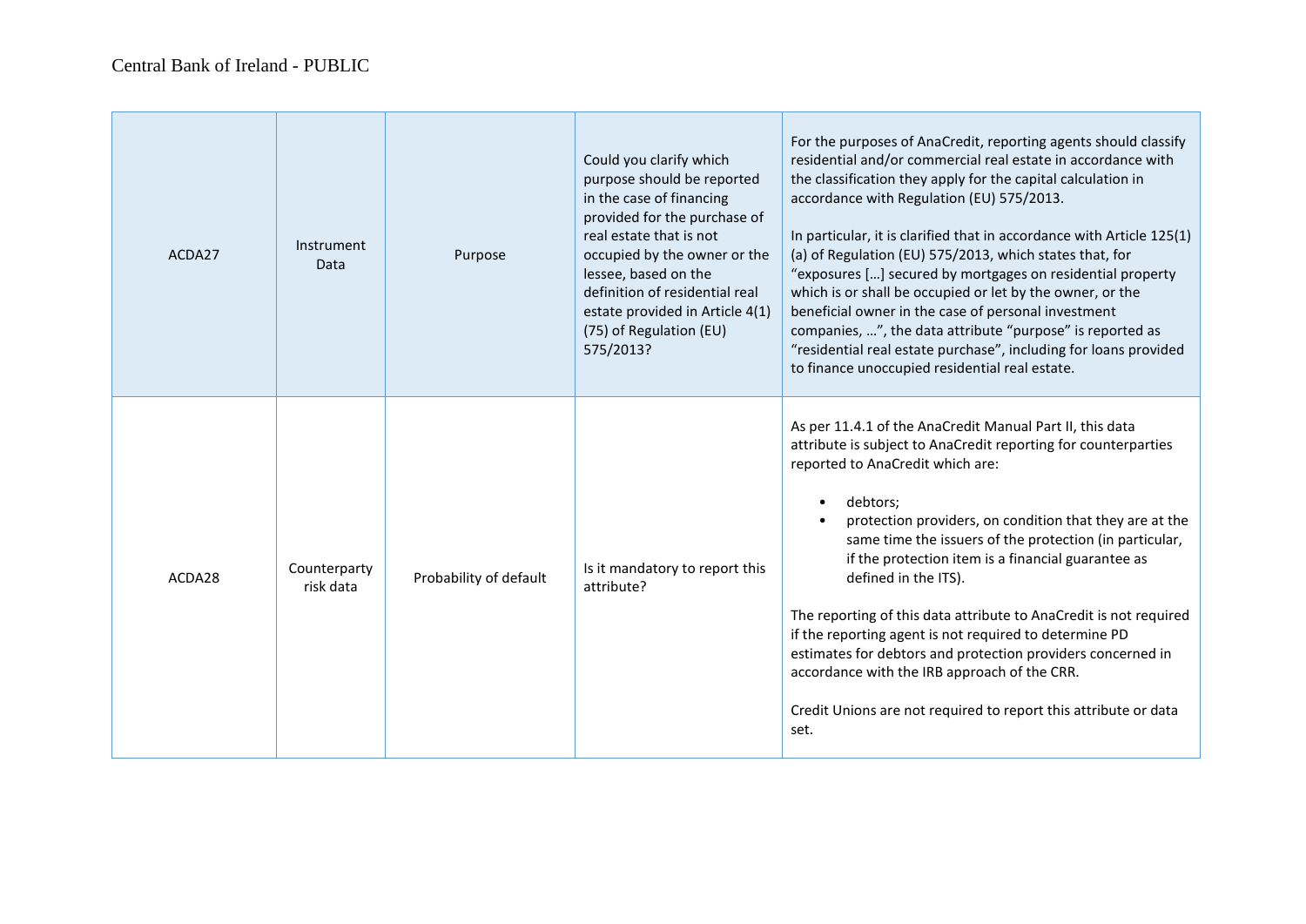| ACDA27 | Instrument Data | Purpose | Could you clarify which purpose should be reported in the case of financing provided for the purchase of real estate that is not occupied by the owner or the lessee, based on the definition of residential real estate provided in Article 4(1) (75) of Regulation (EU) 575/2013? | For the purposes of AnaCredit, reporting agents should classify residential and/or commercial real estate in accordance with the classification they apply for the capital calculation in accordance with Regulation (EU) 575/2013.<br><br>In particular, it is clarified that in accordance with Article 125(1) (a) of Regulation (EU) 575/2013, which states that, for "exposures […] secured by mortgages on residential property which is or shall be occupied or let by the owner, or the beneficial owner in the case of personal investment companies, …", the data attribute "purpose" is reported as "residential real estate purchase", including for loans provided to finance unoccupied residential real estate. |
|---|---|---|---|---|
| ACDA28 | Counterparty risk data | Probability of default | Is it mandatory to report this attribute? | As per 11.4.1 of the AnaCredit Manual Part II, this data attribute is subject to AnaCredit reporting for counterparties reported to AnaCredit which are:<br><br>• debtors;<br>• protection providers, on condition that they are at the same time the issuers of the protection (in particular, if the protection item is a financial guarantee as defined in the ITS).<br><br>The reporting of this data attribute to AnaCredit is not required if the reporting agent is not required to determine PD estimates for debtors and protection providers concerned in accordance with the IRB approach of the CRR.<br><br>Credit Unions are not required to report this attribute or data set. |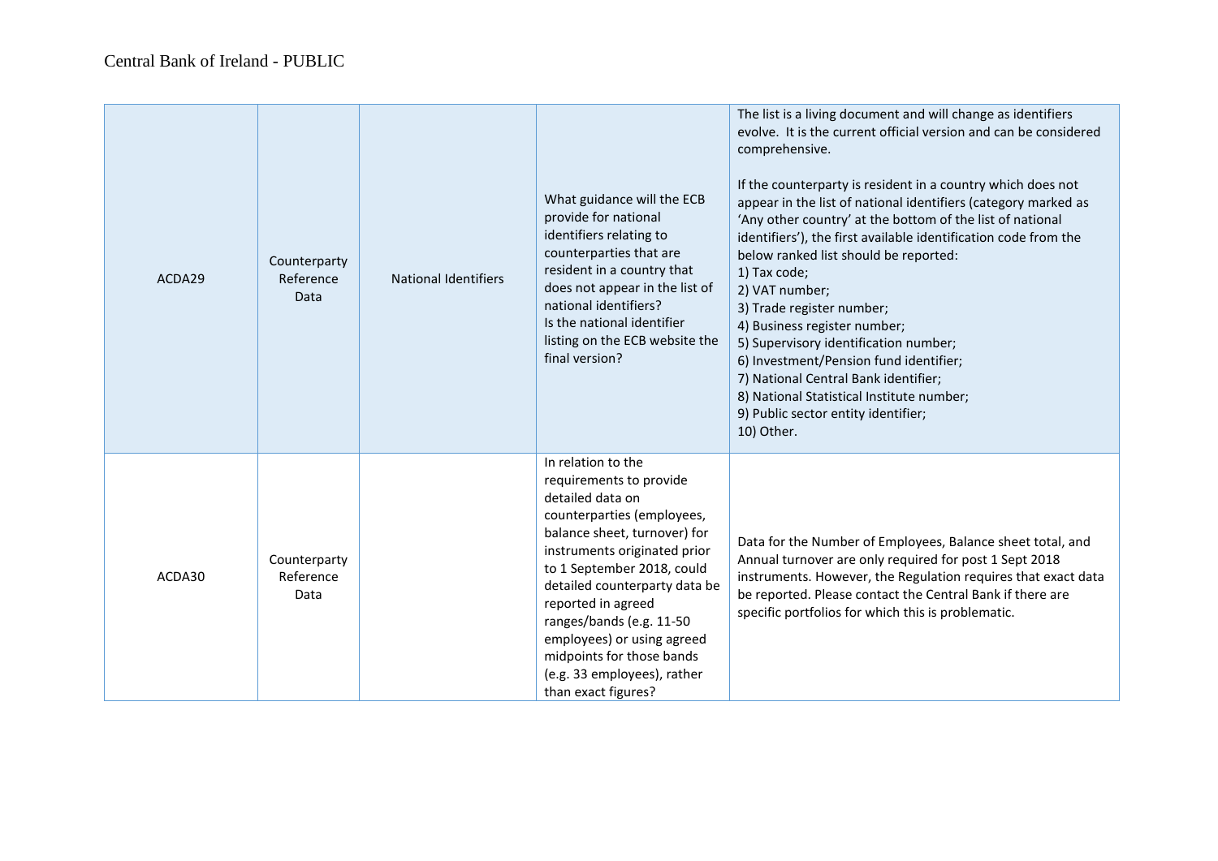| ACDA29 | Counterparty Reference Data | National Identifiers | What guidance will the ECB provide for national identifiers relating to counterparties that are resident in a country that does not appear in the list of national identifiers?<br>Is the national identifier listing on the ECB website the final version? | The list is a living document and will change as identifiers evolve. It is the current official version and can be considered comprehensive.<br><br>If the counterparty is resident in a country which does not appear in the list of national identifiers (category marked as 'Any other country' at the bottom of the list of national identifiers'), the first available identification code from the below ranked list should be reported:<br>1) Tax code;<br>2) VAT number;<br>3) Trade register number;<br>4) Business register number;<br>5) Supervisory identification number;<br>6) Investment/Pension fund identifier;<br>7) National Central Bank identifier;<br>8) National Statistical Institute number;<br>9) Public sector entity identifier;<br>10) Other. |
|---|---|---|---|---|
| ACDA30 | Counterparty Reference Data | | In relation to the requirements to provide detailed data on counterparties (employees, balance sheet, turnover) for instruments originated prior to 1 September 2018, could detailed counterparty data be reported in agreed ranges/bands (e.g. 11-50 employees) or using agreed midpoints for those bands (e.g. 33 employees), rather than exact figures? | Data for the Number of Employees, Balance sheet total, and Annual turnover are only required for post 1 Sept 2018 instruments. However, the Regulation requires that exact data be reported. Please contact the Central Bank if there are specific portfolios for which this is problematic. |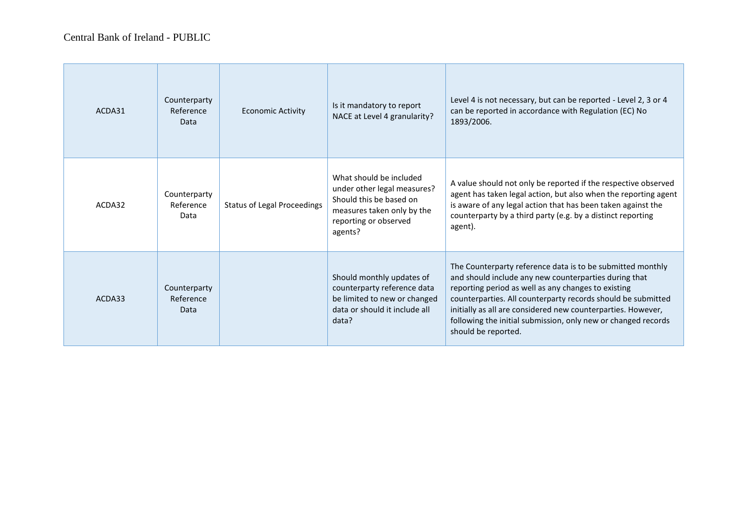| | | | | |
|---|---|---|---|---|
| ACDA31 | Counterparty Reference Data | Economic Activity | Is it mandatory to report NACE at Level 4 granularity? | Level 4 is not necessary, but can be reported - Level 2, 3 or 4 can be reported in accordance with Regulation (EC) No 1893/2006. |
| ACDA32 | Counterparty Reference Data | Status of Legal Proceedings | What should be included under other legal measures? Should this be based on measures taken only by the reporting or observed agents? | A value should not only be reported if the respective observed agent has taken legal action, but also when the reporting agent is aware of any legal action that has been taken against the counterparty by a third party (e.g. by a distinct reporting agent). |
| ACDA33 | Counterparty Reference Data | | Should monthly updates of counterparty reference data be limited to new or changed data or should it include all data? | The Counterparty reference data is to be submitted monthly and should include any new counterparties during that reporting period as well as any changes to existing counterparties. All counterparty records should be submitted initially as all are considered new counterparties. However, following the initial submission, only new or changed records should be reported. |